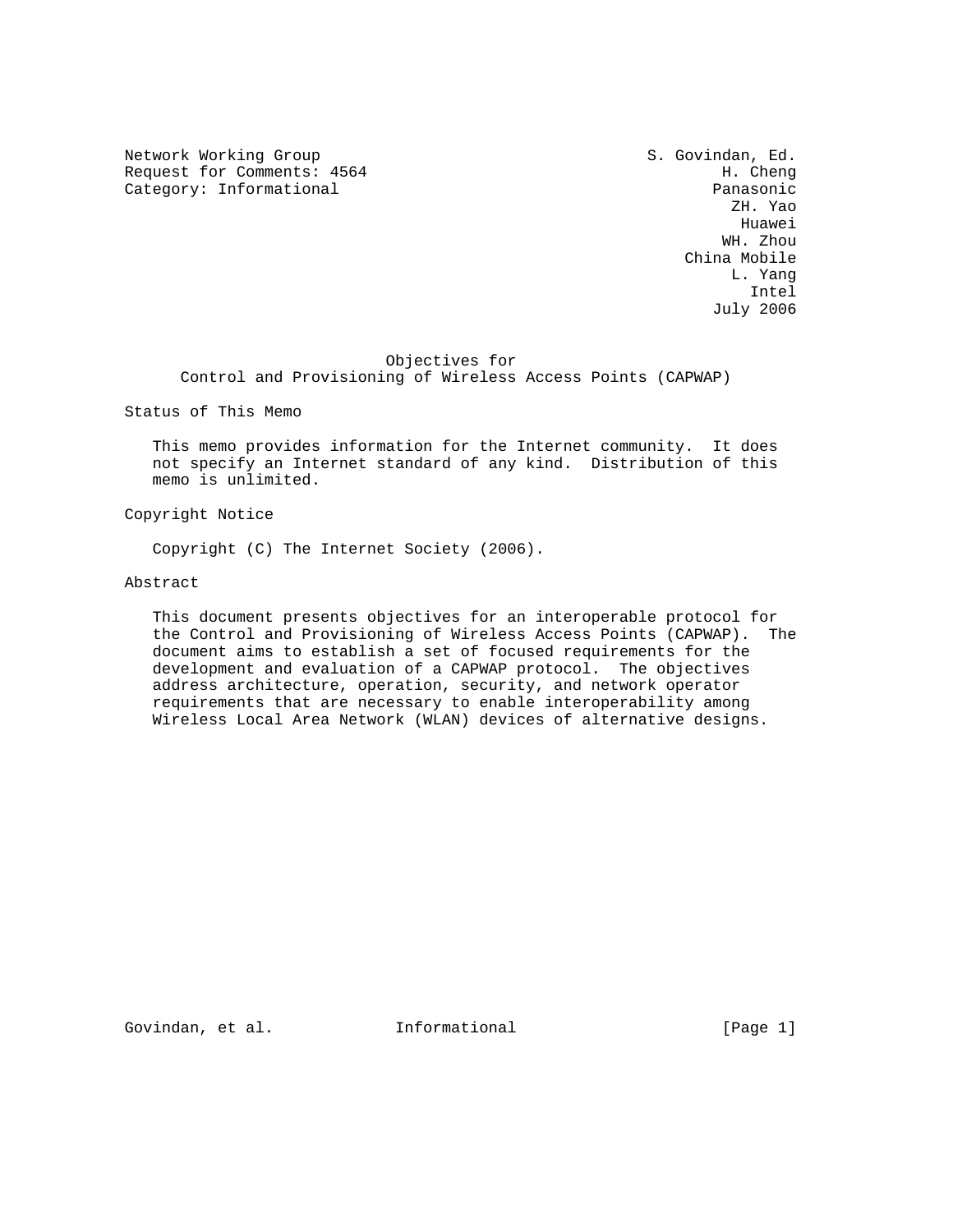Network Working Group S. Govindan, Ed.
Request for Comments: 4564 H. Cheng
Category: Informational Panasonic
ZH. Yao
Huawei
WH. Zhou
China Mobile
L. Yang
Intel
July 2006

# Objectives for Control and Provisioning of Wireless Access Points (CAPWAP)

## Status of This Memo

This memo provides information for the Internet community. It does not specify an Internet standard of any kind. Distribution of this memo is unlimited.

## Copyright Notice

Copyright (C) The Internet Society (2006).

## Abstract

This document presents objectives for an interoperable protocol for the Control and Provisioning of Wireless Access Points (CAPWAP). The document aims to establish a set of focused requirements for the development and evaluation of a CAPWAP protocol. The objectives address architecture, operation, security, and network operator requirements that are necessary to enable interoperability among Wireless Local Area Network (WLAN) devices of alternative designs.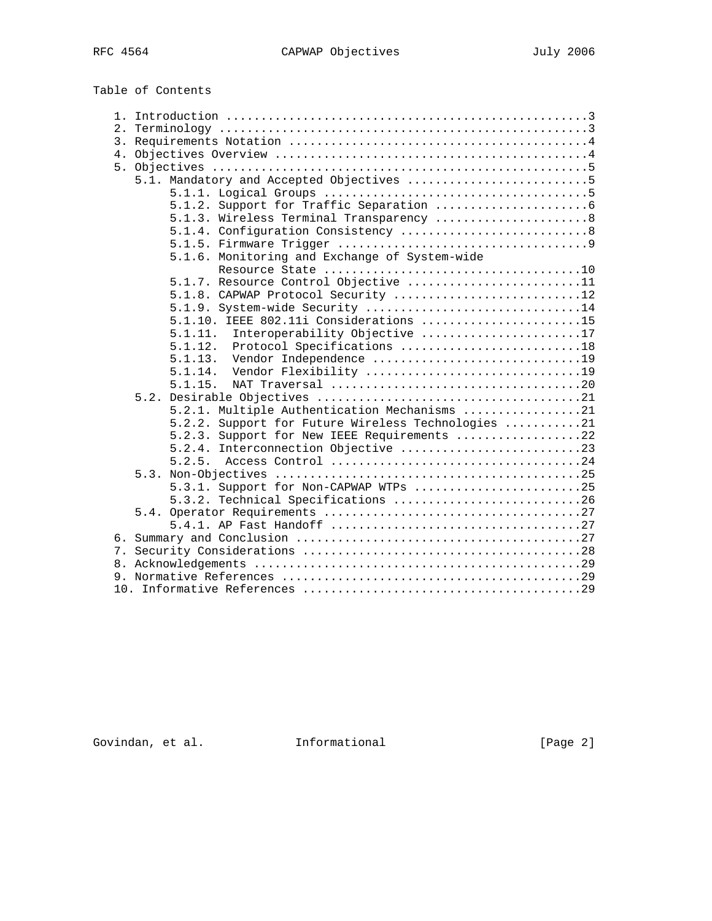Table of Contents

```
   1. Introduction ....................................................3
   2. Terminology .....................................................3
   3. Requirements Notation ...........................................4
   4. Objectives Overview .............................................4
   5. Objectives ......................................................5
      5.1. Mandatory and Accepted Objectives ..........................5
           5.1.1. Logical Groups ......................................5
           5.1.2. Support for Traffic Separation ......................6
           5.1.3. Wireless Terminal Transparency ......................8
           5.1.4. Configuration Consistency ...........................8
           5.1.5. Firmware Trigger ....................................9
           5.1.6. Monitoring and Exchange of System-wide
                  Resource State .....................................10
           5.1.7. Resource Control Objective .........................11
           5.1.8. CAPWAP Protocol Security ...........................12
           5.1.9. System-wide Security ...............................14
           5.1.10. IEEE 802.11i Considerations .......................15
           5.1.11.  Interoperability Objective .......................17
           5.1.12.  Protocol Specifications ..........................18
           5.1.13.  Vendor Independence ..............................19
           5.1.14.  Vendor Flexibility ...............................19
           5.1.15.  NAT Traversal ....................................20
      5.2. Desirable Objectives ......................................21
           5.2.1. Multiple Authentication Mechanisms .................21
           5.2.2. Support for Future Wireless Technologies ...........21
           5.2.3. Support for New IEEE Requirements ..................22
           5.2.4. Interconnection Objective ..........................23
           5.2.5.  Access Control ....................................24
      5.3. Non-Objectives ............................................25
           5.3.1. Support for Non-CAPWAP WTPs ........................25
           5.3.2. Technical Specifications ...........................26
      5.4. Operator Requirements .....................................27
           5.4.1. AP Fast Handoff ....................................27
   6. Summary and Conclusion .........................................27
   7. Security Considerations ........................................28
   8. Acknowledgements ...............................................29
   9. Normative References ...........................................29
   10. Informative References ........................................29
```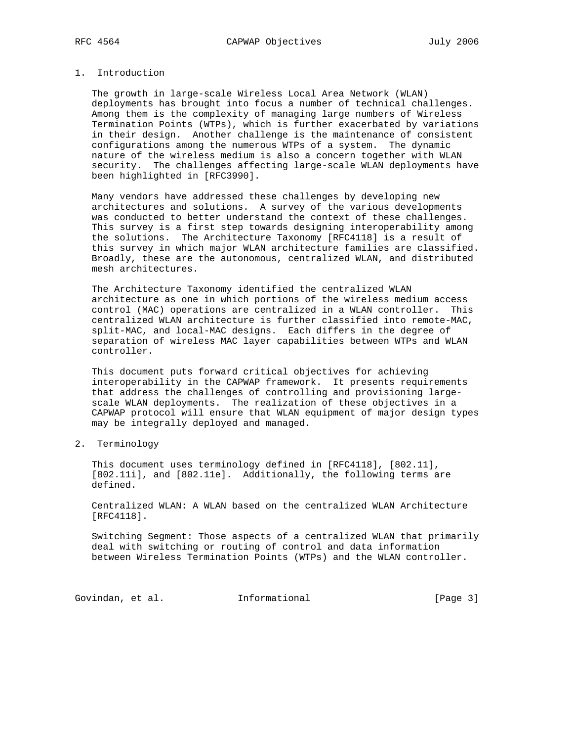## 1. Introduction

The growth in large-scale Wireless Local Area Network (WLAN) deployments has brought into focus a number of technical challenges. Among them is the complexity of managing large numbers of Wireless Termination Points (WTPs), which is further exacerbated by variations in their design. Another challenge is the maintenance of consistent configurations among the numerous WTPs of a system. The dynamic nature of the wireless medium is also a concern together with WLAN security. The challenges affecting large-scale WLAN deployments have been highlighted in [RFC3990].

Many vendors have addressed these challenges by developing new architectures and solutions. A survey of the various developments was conducted to better understand the context of these challenges. This survey is a first step towards designing interoperability among the solutions. The Architecture Taxonomy [RFC4118] is a result of this survey in which major WLAN architecture families are classified. Broadly, these are the autonomous, centralized WLAN, and distributed mesh architectures.

The Architecture Taxonomy identified the centralized WLAN architecture as one in which portions of the wireless medium access control (MAC) operations are centralized in a WLAN controller. This centralized WLAN architecture is further classified into remote-MAC, split-MAC, and local-MAC designs. Each differs in the degree of separation of wireless MAC layer capabilities between WTPs and WLAN controller.

This document puts forward critical objectives for achieving interoperability in the CAPWAP framework. It presents requirements that address the challenges of controlling and provisioning large-scale WLAN deployments. The realization of these objectives in a CAPWAP protocol will ensure that WLAN equipment of major design types may be integrally deployed and managed.

## 2. Terminology

This document uses terminology defined in [RFC4118], [802.11], [802.11i], and [802.11e]. Additionally, the following terms are defined.

Centralized WLAN: A WLAN based on the centralized WLAN Architecture [RFC4118].

Switching Segment: Those aspects of a centralized WLAN that primarily deal with switching or routing of control and data information between Wireless Termination Points (WTPs) and the WLAN controller.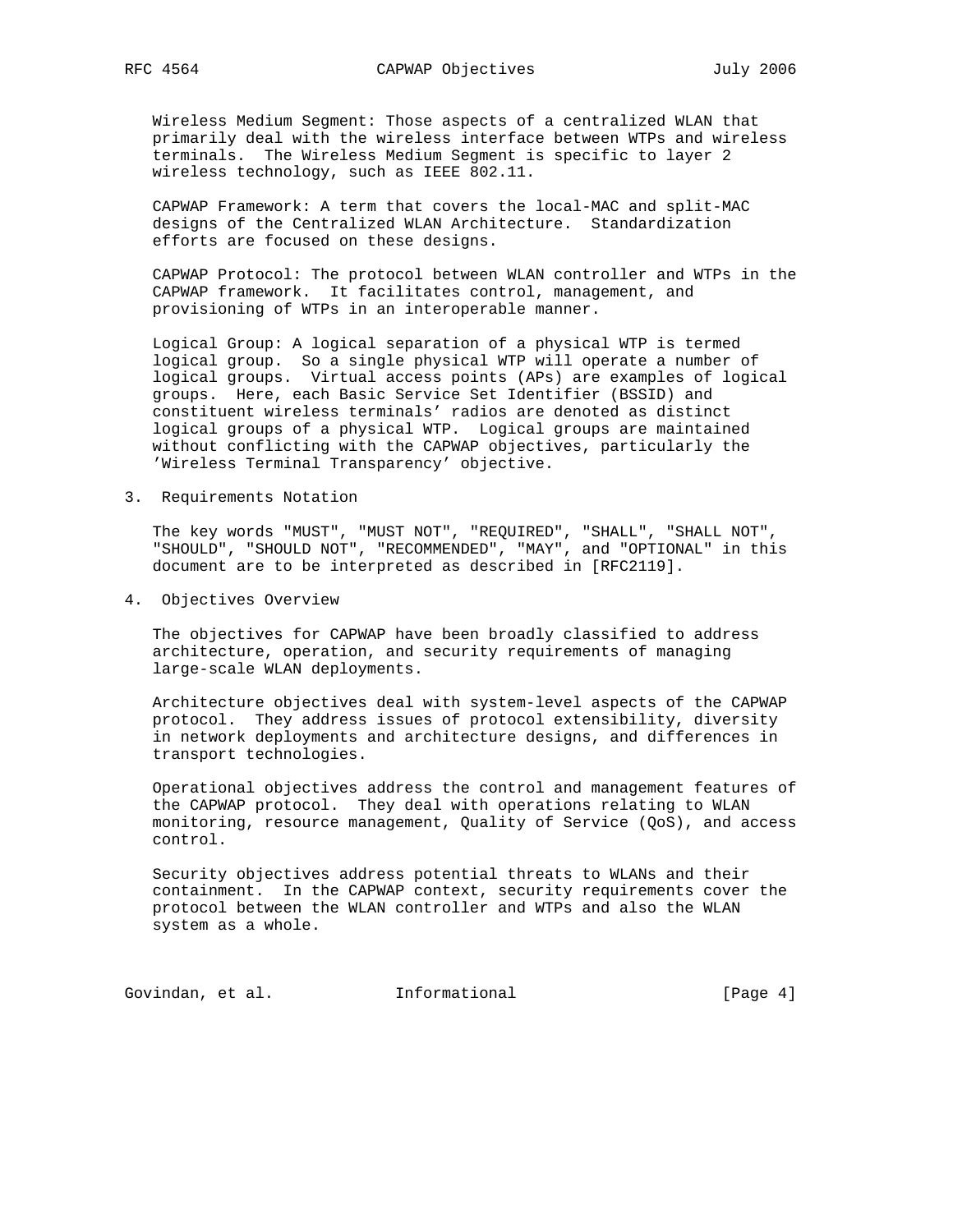Wireless Medium Segment: Those aspects of a centralized WLAN that primarily deal with the wireless interface between WTPs and wireless terminals. The Wireless Medium Segment is specific to layer 2 wireless technology, such as IEEE 802.11.

CAPWAP Framework: A term that covers the local-MAC and split-MAC designs of the Centralized WLAN Architecture. Standardization efforts are focused on these designs.

CAPWAP Protocol: The protocol between WLAN controller and WTPs in the CAPWAP framework. It facilitates control, management, and provisioning of WTPs in an interoperable manner.

Logical Group: A logical separation of a physical WTP is termed logical group. So a single physical WTP will operate a number of logical groups. Virtual access points (APs) are examples of logical groups. Here, each Basic Service Set Identifier (BSSID) and constituent wireless terminals' radios are denoted as distinct logical groups of a physical WTP. Logical groups are maintained without conflicting with the CAPWAP objectives, particularly the 'Wireless Terminal Transparency' objective.

## 3. Requirements Notation

The key words "MUST", "MUST NOT", "REQUIRED", "SHALL", "SHALL NOT", "SHOULD", "SHOULD NOT", "RECOMMENDED", "MAY", and "OPTIONAL" in this document are to be interpreted as described in [RFC2119].

## 4. Objectives Overview

The objectives for CAPWAP have been broadly classified to address architecture, operation, and security requirements of managing large-scale WLAN deployments.

Architecture objectives deal with system-level aspects of the CAPWAP protocol. They address issues of protocol extensibility, diversity in network deployments and architecture designs, and differences in transport technologies.

Operational objectives address the control and management features of the CAPWAP protocol. They deal with operations relating to WLAN monitoring, resource management, Quality of Service (QoS), and access control.

Security objectives address potential threats to WLANs and their containment. In the CAPWAP context, security requirements cover the protocol between the WLAN controller and WTPs and also the WLAN system as a whole.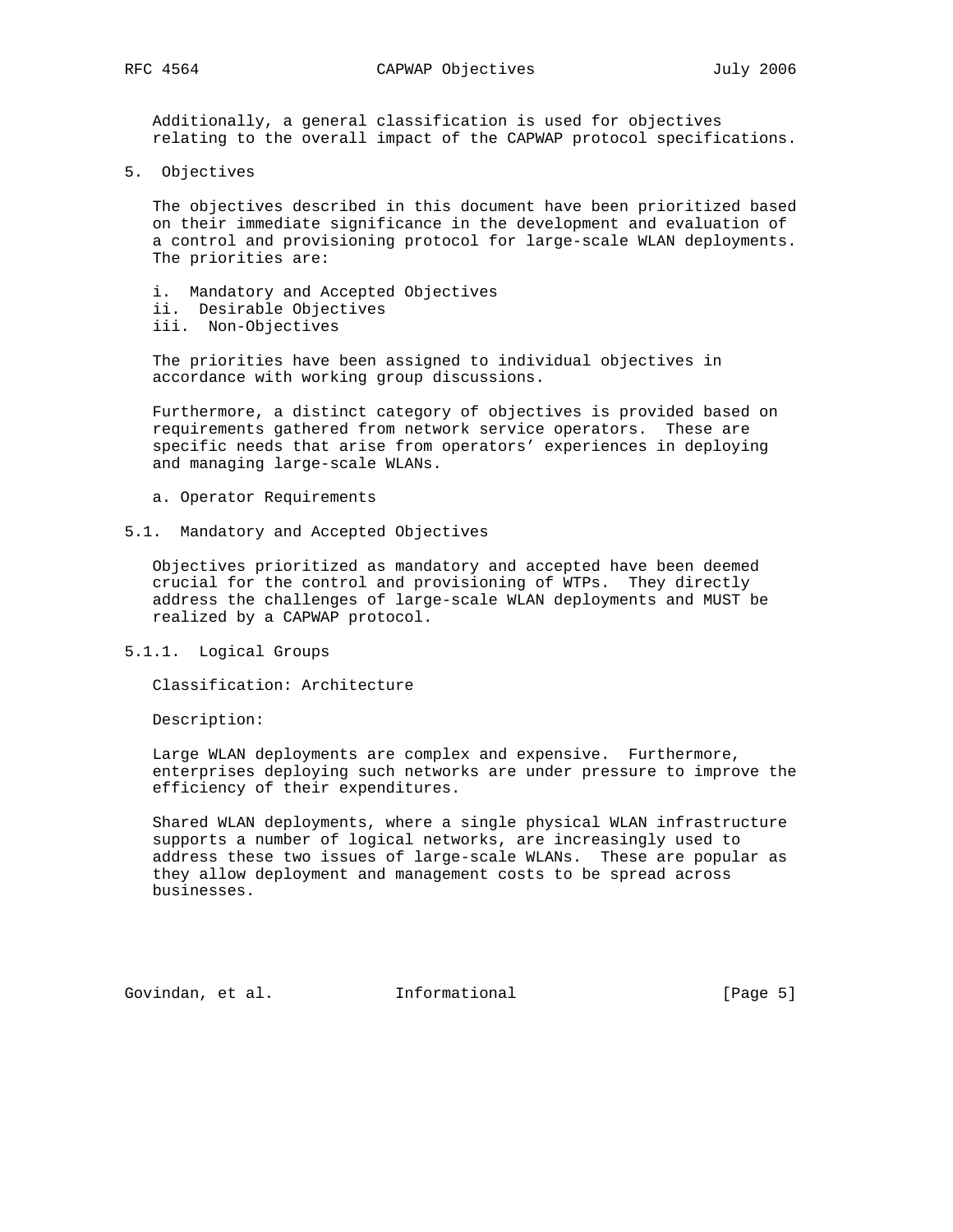Additionally, a general classification is used for objectives relating to the overall impact of the CAPWAP protocol specifications.

# 5. Objectives

The objectives described in this document have been prioritized based on their immediate significance in the development and evaluation of a control and provisioning protocol for large-scale WLAN deployments. The priorities are:

i. Mandatory and Accepted Objectives
ii. Desirable Objectives
iii. Non-Objectives

The priorities have been assigned to individual objectives in accordance with working group discussions.

Furthermore, a distinct category of objectives is provided based on requirements gathered from network service operators. These are specific needs that arise from operators' experiences in deploying and managing large-scale WLANs.

a. Operator Requirements

## 5.1. Mandatory and Accepted Objectives

Objectives prioritized as mandatory and accepted have been deemed crucial for the control and provisioning of WTPs. They directly address the challenges of large-scale WLAN deployments and MUST be realized by a CAPWAP protocol.

### 5.1.1. Logical Groups

Classification: Architecture

Description:

Large WLAN deployments are complex and expensive. Furthermore, enterprises deploying such networks are under pressure to improve the efficiency of their expenditures.

Shared WLAN deployments, where a single physical WLAN infrastructure supports a number of logical networks, are increasingly used to address these two issues of large-scale WLANs. These are popular as they allow deployment and management costs to be spread across businesses.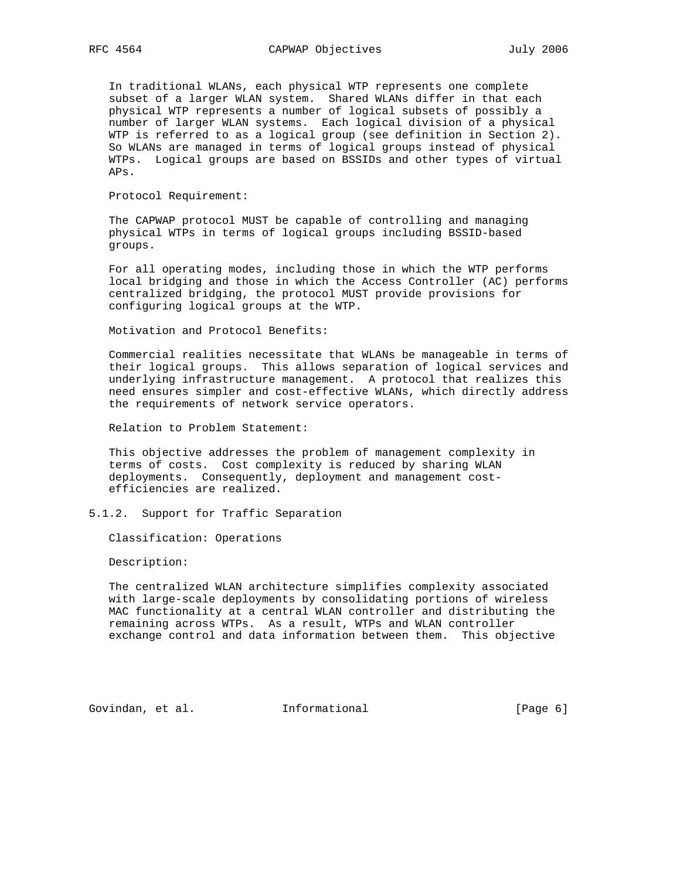In traditional WLANs, each physical WTP represents one complete subset of a larger WLAN system. Shared WLANs differ in that each physical WTP represents a number of logical subsets of possibly a number of larger WLAN systems. Each logical division of a physical WTP is referred to as a logical group (see definition in Section 2). So WLANs are managed in terms of logical groups instead of physical WTPs. Logical groups are based on BSSIDs and other types of virtual APs.

Protocol Requirement:

The CAPWAP protocol MUST be capable of controlling and managing physical WTPs in terms of logical groups including BSSID-based groups.

For all operating modes, including those in which the WTP performs local bridging and those in which the Access Controller (AC) performs centralized bridging, the protocol MUST provide provisions for configuring logical groups at the WTP.

Motivation and Protocol Benefits:

Commercial realities necessitate that WLANs be manageable in terms of their logical groups. This allows separation of logical services and underlying infrastructure management. A protocol that realizes this need ensures simpler and cost-effective WLANs, which directly address the requirements of network service operators.

Relation to Problem Statement:

This objective addresses the problem of management complexity in terms of costs. Cost complexity is reduced by sharing WLAN deployments. Consequently, deployment and management cost-efficiencies are realized.

### 5.1.2. Support for Traffic Separation

Classification: Operations

Description:

The centralized WLAN architecture simplifies complexity associated with large-scale deployments by consolidating portions of wireless MAC functionality at a central WLAN controller and distributing the remaining across WTPs. As a result, WTPs and WLAN controller exchange control and data information between them. This objective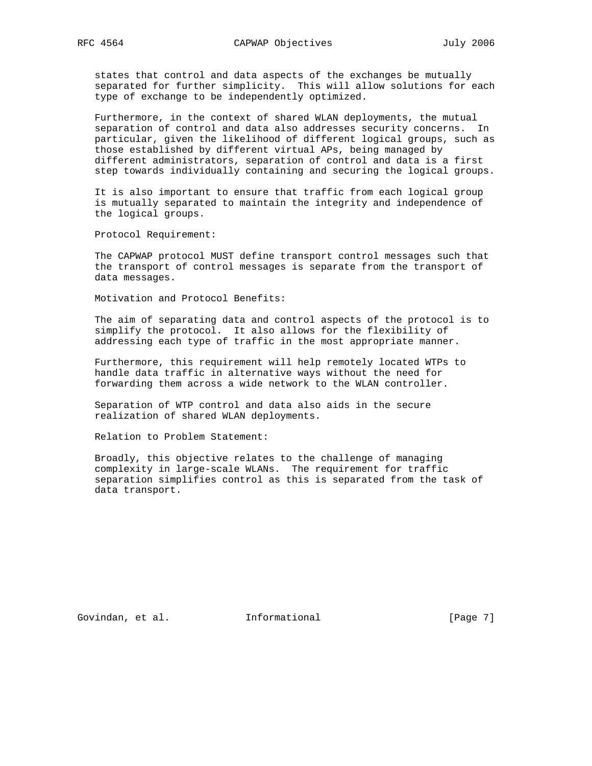states that control and data aspects of the exchanges be mutually separated for further simplicity. This will allow solutions for each type of exchange to be independently optimized.

Furthermore, in the context of shared WLAN deployments, the mutual separation of control and data also addresses security concerns. In particular, given the likelihood of different logical groups, such as those established by different virtual APs, being managed by different administrators, separation of control and data is a first step towards individually containing and securing the logical groups.

It is also important to ensure that traffic from each logical group is mutually separated to maintain the integrity and independence of the logical groups.

Protocol Requirement:

The CAPWAP protocol MUST define transport control messages such that the transport of control messages is separate from the transport of data messages.

Motivation and Protocol Benefits:

The aim of separating data and control aspects of the protocol is to simplify the protocol. It also allows for the flexibility of addressing each type of traffic in the most appropriate manner.

Furthermore, this requirement will help remotely located WTPs to handle data traffic in alternative ways without the need for forwarding them across a wide network to the WLAN controller.

Separation of WTP control and data also aids in the secure realization of shared WLAN deployments.

Relation to Problem Statement:

Broadly, this objective relates to the challenge of managing complexity in large-scale WLANs. The requirement for traffic separation simplifies control as this is separated from the task of data transport.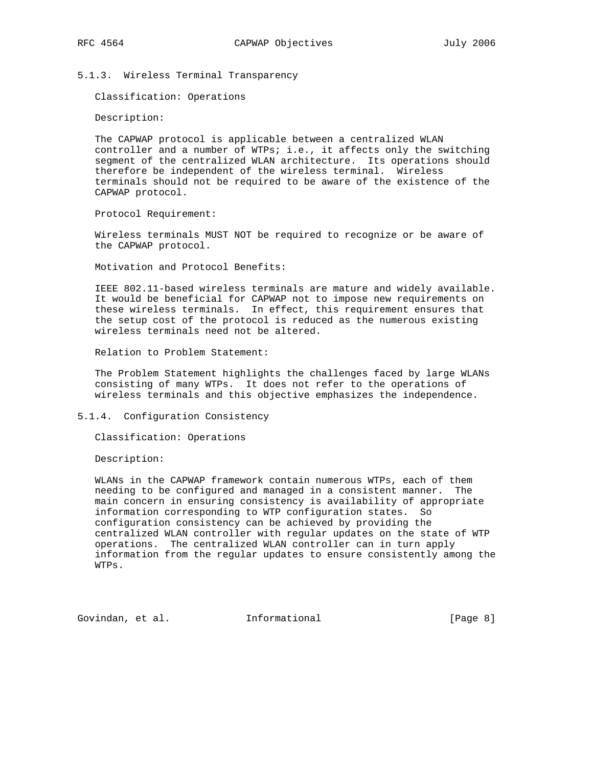### 5.1.3. Wireless Terminal Transparency

Classification: Operations

Description:

The CAPWAP protocol is applicable between a centralized WLAN controller and a number of WTPs; i.e., it affects only the switching segment of the centralized WLAN architecture. Its operations should therefore be independent of the wireless terminal. Wireless terminals should not be required to be aware of the existence of the CAPWAP protocol.

Protocol Requirement:

Wireless terminals MUST NOT be required to recognize or be aware of the CAPWAP protocol.

Motivation and Protocol Benefits:

IEEE 802.11-based wireless terminals are mature and widely available. It would be beneficial for CAPWAP not to impose new requirements on these wireless terminals. In effect, this requirement ensures that the setup cost of the protocol is reduced as the numerous existing wireless terminals need not be altered.

Relation to Problem Statement:

The Problem Statement highlights the challenges faced by large WLANs consisting of many WTPs. It does not refer to the operations of wireless terminals and this objective emphasizes the independence.

### 5.1.4. Configuration Consistency

Classification: Operations

Description:

WLANs in the CAPWAP framework contain numerous WTPs, each of them needing to be configured and managed in a consistent manner. The main concern in ensuring consistency is availability of appropriate information corresponding to WTP configuration states. So configuration consistency can be achieved by providing the centralized WLAN controller with regular updates on the state of WTP operations. The centralized WLAN controller can in turn apply information from the regular updates to ensure consistently among the WTPs.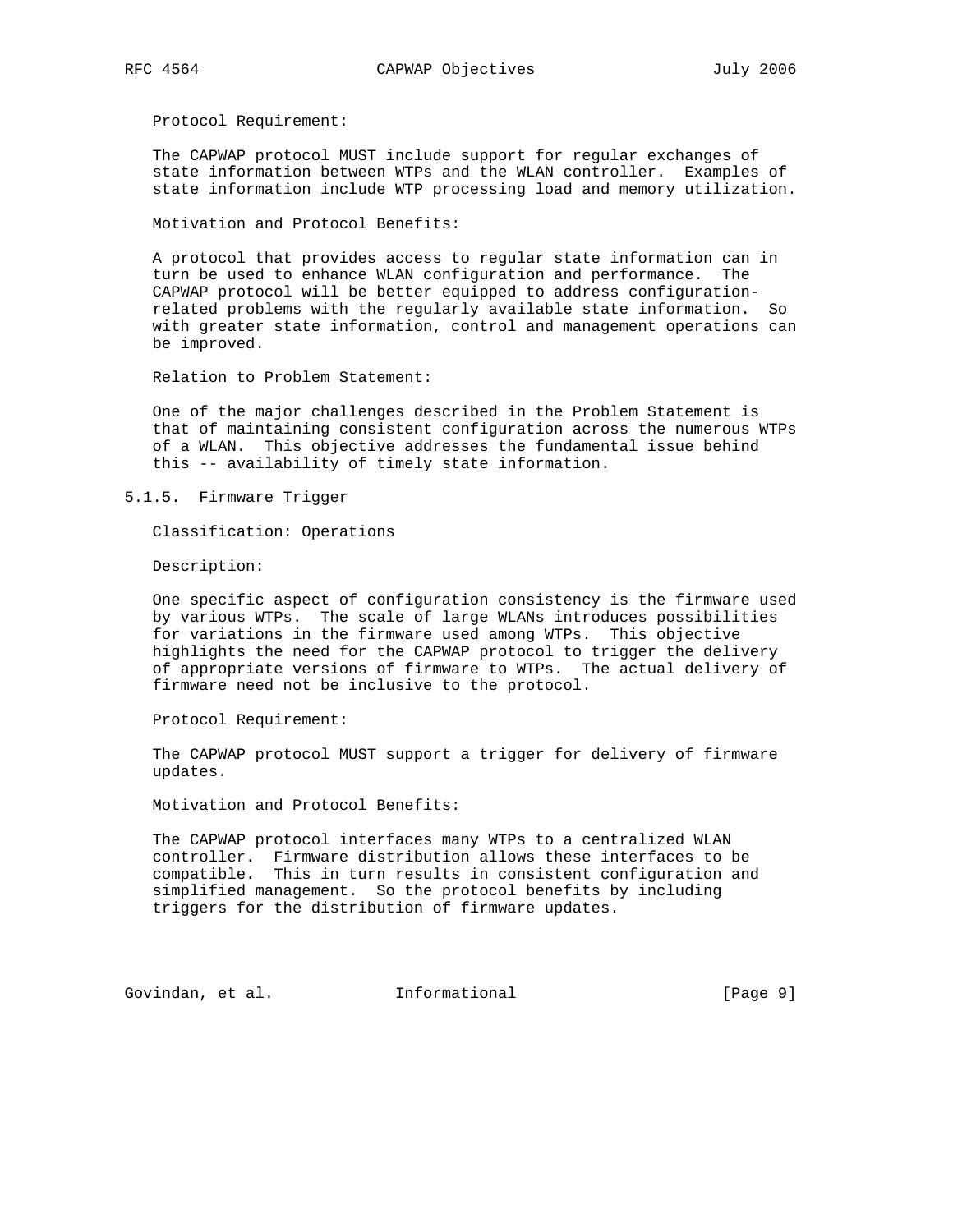Protocol Requirement:

The CAPWAP protocol MUST include support for regular exchanges of state information between WTPs and the WLAN controller. Examples of state information include WTP processing load and memory utilization.

Motivation and Protocol Benefits:

A protocol that provides access to regular state information can in turn be used to enhance WLAN configuration and performance. The CAPWAP protocol will be better equipped to address configuration-related problems with the regularly available state information. So with greater state information, control and management operations can be improved.

Relation to Problem Statement:

One of the major challenges described in the Problem Statement is that of maintaining consistent configuration across the numerous WTPs of a WLAN. This objective addresses the fundamental issue behind this -- availability of timely state information.

### 5.1.5. Firmware Trigger

Classification: Operations

Description:

One specific aspect of configuration consistency is the firmware used by various WTPs. The scale of large WLANs introduces possibilities for variations in the firmware used among WTPs. This objective highlights the need for the CAPWAP protocol to trigger the delivery of appropriate versions of firmware to WTPs. The actual delivery of firmware need not be inclusive to the protocol.

Protocol Requirement:

The CAPWAP protocol MUST support a trigger for delivery of firmware updates.

Motivation and Protocol Benefits:

The CAPWAP protocol interfaces many WTPs to a centralized WLAN controller. Firmware distribution allows these interfaces to be compatible. This in turn results in consistent configuration and simplified management. So the protocol benefits by including triggers for the distribution of firmware updates.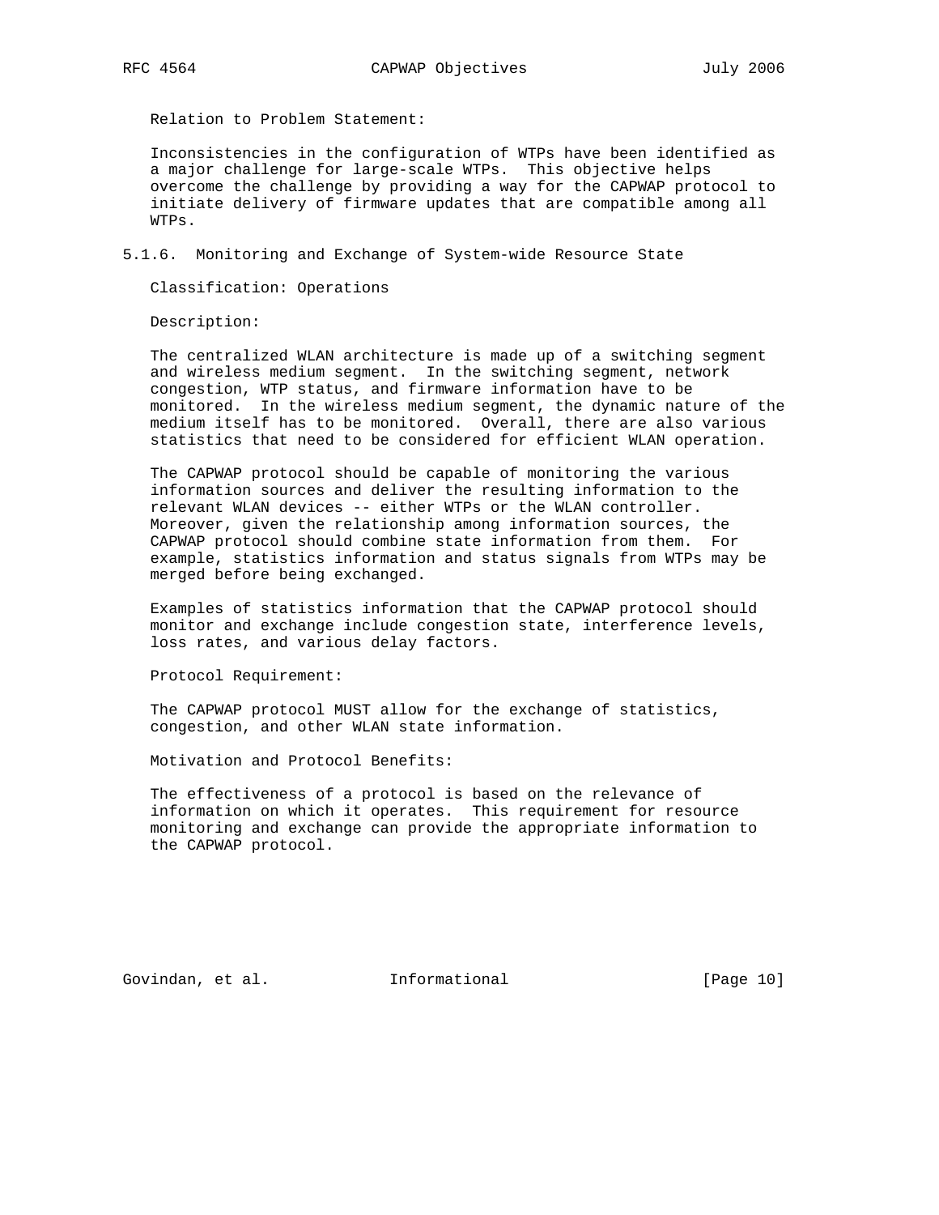Relation to Problem Statement:

Inconsistencies in the configuration of WTPs have been identified as a major challenge for large-scale WTPs. This objective helps overcome the challenge by providing a way for the CAPWAP protocol to initiate delivery of firmware updates that are compatible among all WTPs.

### 5.1.6. Monitoring and Exchange of System-wide Resource State

Classification: Operations

Description:

The centralized WLAN architecture is made up of a switching segment and wireless medium segment. In the switching segment, network congestion, WTP status, and firmware information have to be monitored. In the wireless medium segment, the dynamic nature of the medium itself has to be monitored. Overall, there are also various statistics that need to be considered for efficient WLAN operation.

The CAPWAP protocol should be capable of monitoring the various information sources and deliver the resulting information to the relevant WLAN devices -- either WTPs or the WLAN controller. Moreover, given the relationship among information sources, the CAPWAP protocol should combine state information from them. For example, statistics information and status signals from WTPs may be merged before being exchanged.

Examples of statistics information that the CAPWAP protocol should monitor and exchange include congestion state, interference levels, loss rates, and various delay factors.

Protocol Requirement:

The CAPWAP protocol MUST allow for the exchange of statistics, congestion, and other WLAN state information.

Motivation and Protocol Benefits:

The effectiveness of a protocol is based on the relevance of information on which it operates. This requirement for resource monitoring and exchange can provide the appropriate information to the CAPWAP protocol.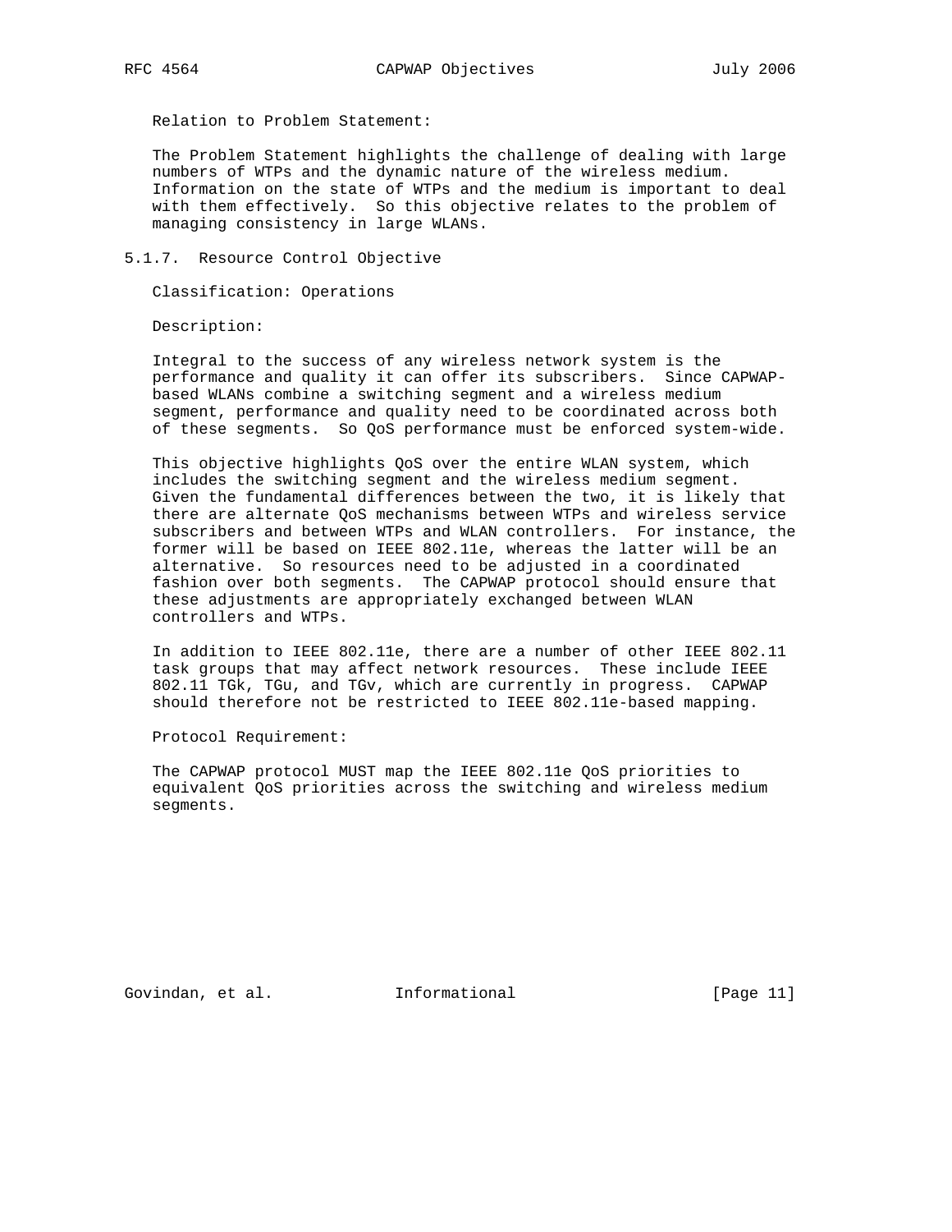Relation to Problem Statement:

The Problem Statement highlights the challenge of dealing with large numbers of WTPs and the dynamic nature of the wireless medium. Information on the state of WTPs and the medium is important to deal with them effectively. So this objective relates to the problem of managing consistency in large WLANs.

#### 5.1.7. Resource Control Objective

Classification: Operations

Description:

Integral to the success of any wireless network system is the performance and quality it can offer its subscribers. Since CAPWAP-based WLANs combine a switching segment and a wireless medium segment, performance and quality need to be coordinated across both of these segments. So QoS performance must be enforced system-wide.

This objective highlights QoS over the entire WLAN system, which includes the switching segment and the wireless medium segment. Given the fundamental differences between the two, it is likely that there are alternate QoS mechanisms between WTPs and wireless service subscribers and between WTPs and WLAN controllers. For instance, the former will be based on IEEE 802.11e, whereas the latter will be an alternative. So resources need to be adjusted in a coordinated fashion over both segments. The CAPWAP protocol should ensure that these adjustments are appropriately exchanged between WLAN controllers and WTPs.

In addition to IEEE 802.11e, there are a number of other IEEE 802.11 task groups that may affect network resources. These include IEEE 802.11 TGk, TGu, and TGv, which are currently in progress. CAPWAP should therefore not be restricted to IEEE 802.11e-based mapping.

Protocol Requirement:

The CAPWAP protocol MUST map the IEEE 802.11e QoS priorities to equivalent QoS priorities across the switching and wireless medium segments.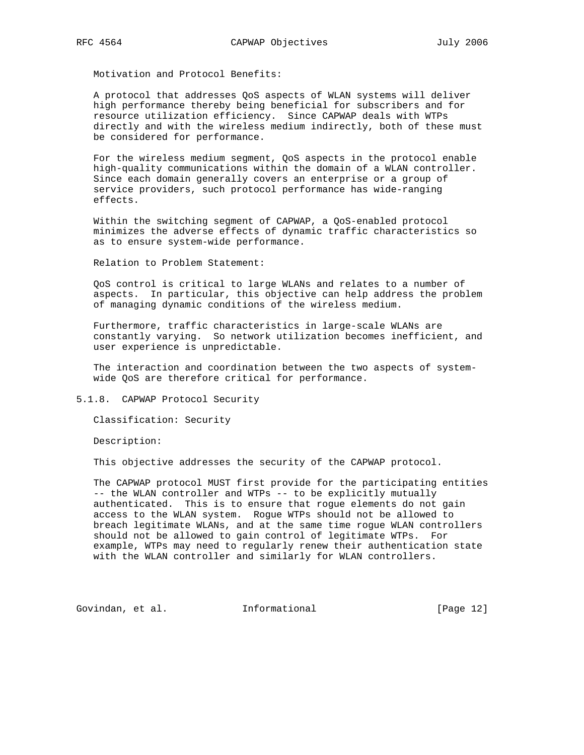Motivation and Protocol Benefits:

A protocol that addresses QoS aspects of WLAN systems will deliver high performance thereby being beneficial for subscribers and for resource utilization efficiency. Since CAPWAP deals with WTPs directly and with the wireless medium indirectly, both of these must be considered for performance.

For the wireless medium segment, QoS aspects in the protocol enable high-quality communications within the domain of a WLAN controller. Since each domain generally covers an enterprise or a group of service providers, such protocol performance has wide-ranging effects.

Within the switching segment of CAPWAP, a QoS-enabled protocol minimizes the adverse effects of dynamic traffic characteristics so as to ensure system-wide performance.

Relation to Problem Statement:

QoS control is critical to large WLANs and relates to a number of aspects. In particular, this objective can help address the problem of managing dynamic conditions of the wireless medium.

Furthermore, traffic characteristics in large-scale WLANs are constantly varying. So network utilization becomes inefficient, and user experience is unpredictable.

The interaction and coordination between the two aspects of system-wide QoS are therefore critical for performance.

#### 5.1.8. CAPWAP Protocol Security

Classification: Security

Description:

This objective addresses the security of the CAPWAP protocol.

The CAPWAP protocol MUST first provide for the participating entities -- the WLAN controller and WTPs -- to be explicitly mutually authenticated. This is to ensure that rogue elements do not gain access to the WLAN system. Rogue WTPs should not be allowed to breach legitimate WLANs, and at the same time rogue WLAN controllers should not be allowed to gain control of legitimate WTPs. For example, WTPs may need to regularly renew their authentication state with the WLAN controller and similarly for WLAN controllers.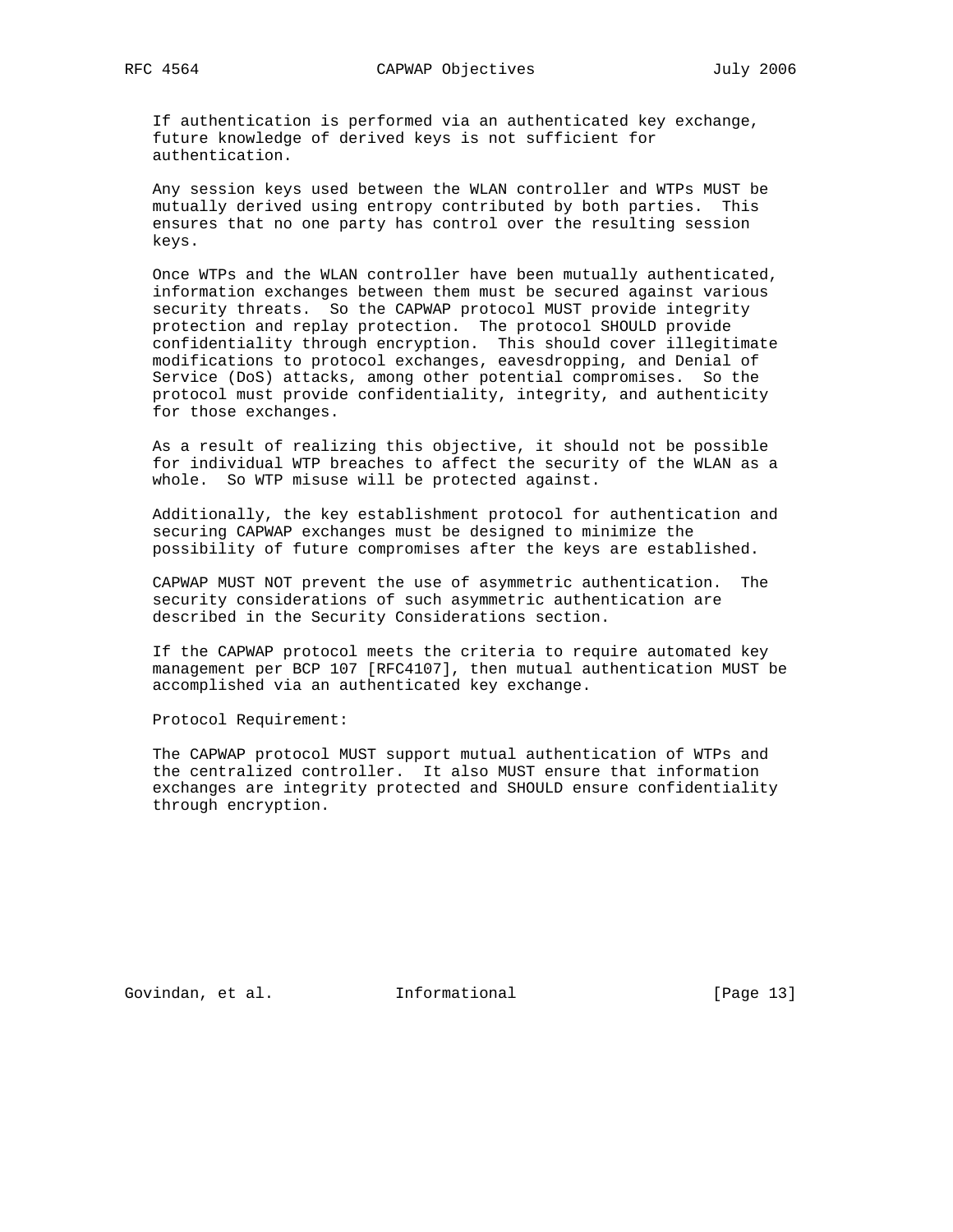If authentication is performed via an authenticated key exchange, future knowledge of derived keys is not sufficient for authentication.

Any session keys used between the WLAN controller and WTPs MUST be mutually derived using entropy contributed by both parties. This ensures that no one party has control over the resulting session keys.

Once WTPs and the WLAN controller have been mutually authenticated, information exchanges between them must be secured against various security threats. So the CAPWAP protocol MUST provide integrity protection and replay protection. The protocol SHOULD provide confidentiality through encryption. This should cover illegitimate modifications to protocol exchanges, eavesdropping, and Denial of Service (DoS) attacks, among other potential compromises. So the protocol must provide confidentiality, integrity, and authenticity for those exchanges.

As a result of realizing this objective, it should not be possible for individual WTP breaches to affect the security of the WLAN as a whole. So WTP misuse will be protected against.

Additionally, the key establishment protocol for authentication and securing CAPWAP exchanges must be designed to minimize the possibility of future compromises after the keys are established.

CAPWAP MUST NOT prevent the use of asymmetric authentication. The security considerations of such asymmetric authentication are described in the Security Considerations section.

If the CAPWAP protocol meets the criteria to require automated key management per BCP 107 [RFC4107], then mutual authentication MUST be accomplished via an authenticated key exchange.

Protocol Requirement:

The CAPWAP protocol MUST support mutual authentication of WTPs and the centralized controller. It also MUST ensure that information exchanges are integrity protected and SHOULD ensure confidentiality through encryption.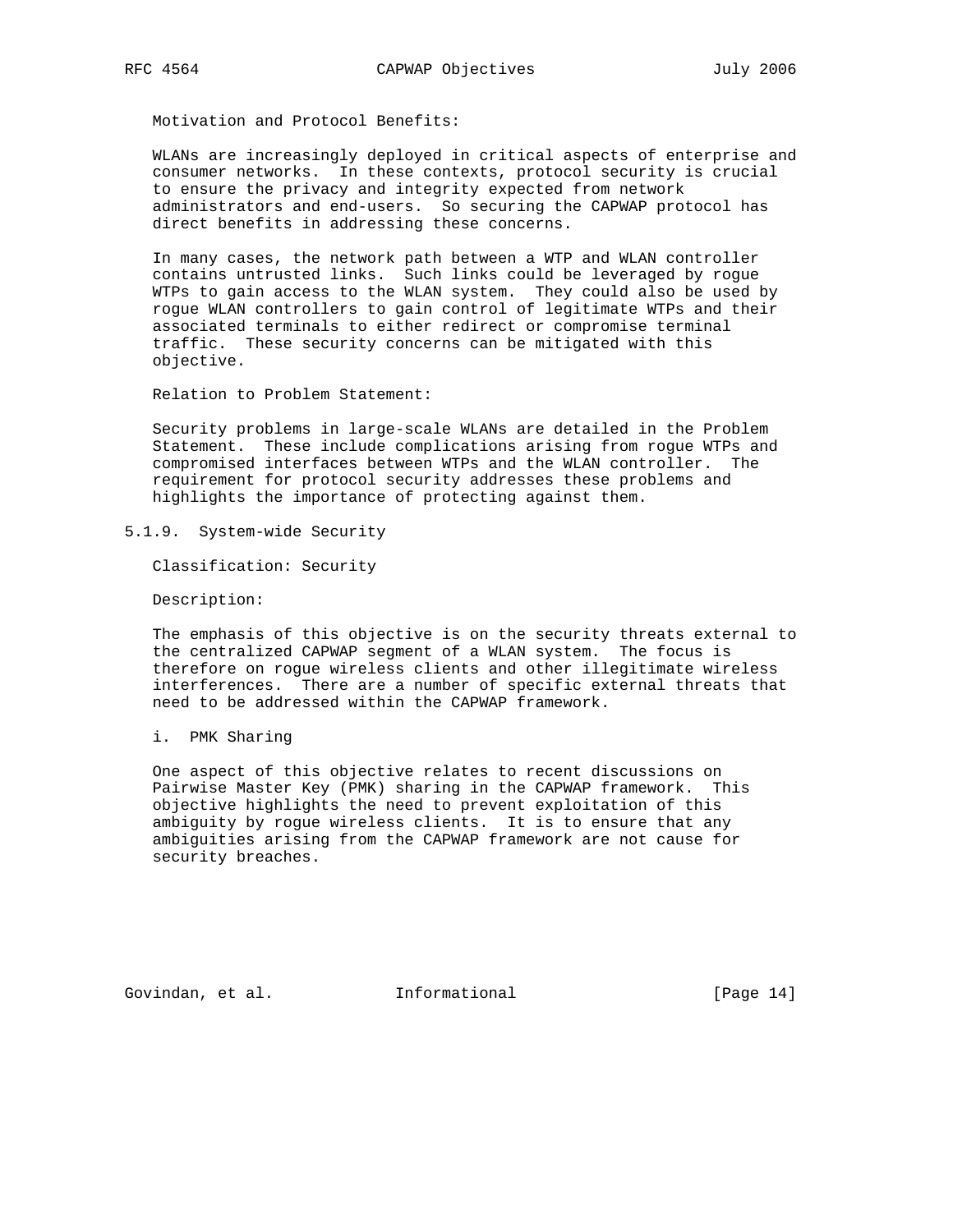Motivation and Protocol Benefits:

WLANs are increasingly deployed in critical aspects of enterprise and consumer networks. In these contexts, protocol security is crucial to ensure the privacy and integrity expected from network administrators and end-users. So securing the CAPWAP protocol has direct benefits in addressing these concerns.

In many cases, the network path between a WTP and WLAN controller contains untrusted links. Such links could be leveraged by rogue WTPs to gain access to the WLAN system. They could also be used by rogue WLAN controllers to gain control of legitimate WTPs and their associated terminals to either redirect or compromise terminal traffic. These security concerns can be mitigated with this objective.

Relation to Problem Statement:

Security problems in large-scale WLANs are detailed in the Problem Statement. These include complications arising from rogue WTPs and compromised interfaces between WTPs and the WLAN controller. The requirement for protocol security addresses these problems and highlights the importance of protecting against them.

### 5.1.9. System-wide Security

Classification: Security

Description:

The emphasis of this objective is on the security threats external to the centralized CAPWAP segment of a WLAN system. The focus is therefore on rogue wireless clients and other illegitimate wireless interferences. There are a number of specific external threats that need to be addressed within the CAPWAP framework.

i. PMK Sharing

One aspect of this objective relates to recent discussions on Pairwise Master Key (PMK) sharing in the CAPWAP framework. This objective highlights the need to prevent exploitation of this ambiguity by rogue wireless clients. It is to ensure that any ambiguities arising from the CAPWAP framework are not cause for security breaches.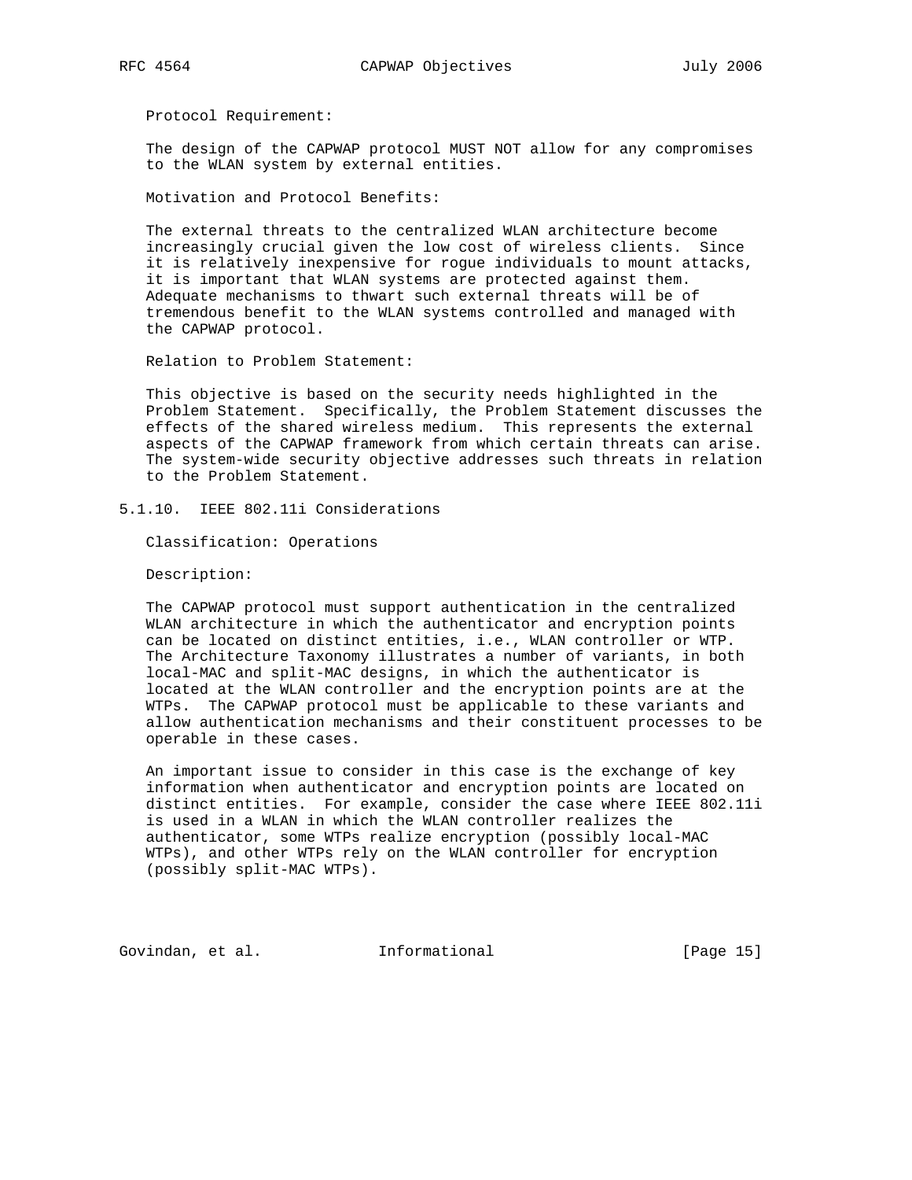Protocol Requirement:

The design of the CAPWAP protocol MUST NOT allow for any compromises to the WLAN system by external entities.

Motivation and Protocol Benefits:

The external threats to the centralized WLAN architecture become increasingly crucial given the low cost of wireless clients. Since it is relatively inexpensive for rogue individuals to mount attacks, it is important that WLAN systems are protected against them. Adequate mechanisms to thwart such external threats will be of tremendous benefit to the WLAN systems controlled and managed with the CAPWAP protocol.

Relation to Problem Statement:

This objective is based on the security needs highlighted in the Problem Statement. Specifically, the Problem Statement discusses the effects of the shared wireless medium. This represents the external aspects of the CAPWAP framework from which certain threats can arise. The system-wide security objective addresses such threats in relation to the Problem Statement.

### 5.1.10. IEEE 802.11i Considerations

Classification: Operations

Description:

The CAPWAP protocol must support authentication in the centralized WLAN architecture in which the authenticator and encryption points can be located on distinct entities, i.e., WLAN controller or WTP. The Architecture Taxonomy illustrates a number of variants, in both local-MAC and split-MAC designs, in which the authenticator is located at the WLAN controller and the encryption points are at the WTPs. The CAPWAP protocol must be applicable to these variants and allow authentication mechanisms and their constituent processes to be operable in these cases.

An important issue to consider in this case is the exchange of key information when authenticator and encryption points are located on distinct entities. For example, consider the case where IEEE 802.11i is used in a WLAN in which the WLAN controller realizes the authenticator, some WTPs realize encryption (possibly local-MAC WTPs), and other WTPs rely on the WLAN controller for encryption (possibly split-MAC WTPs).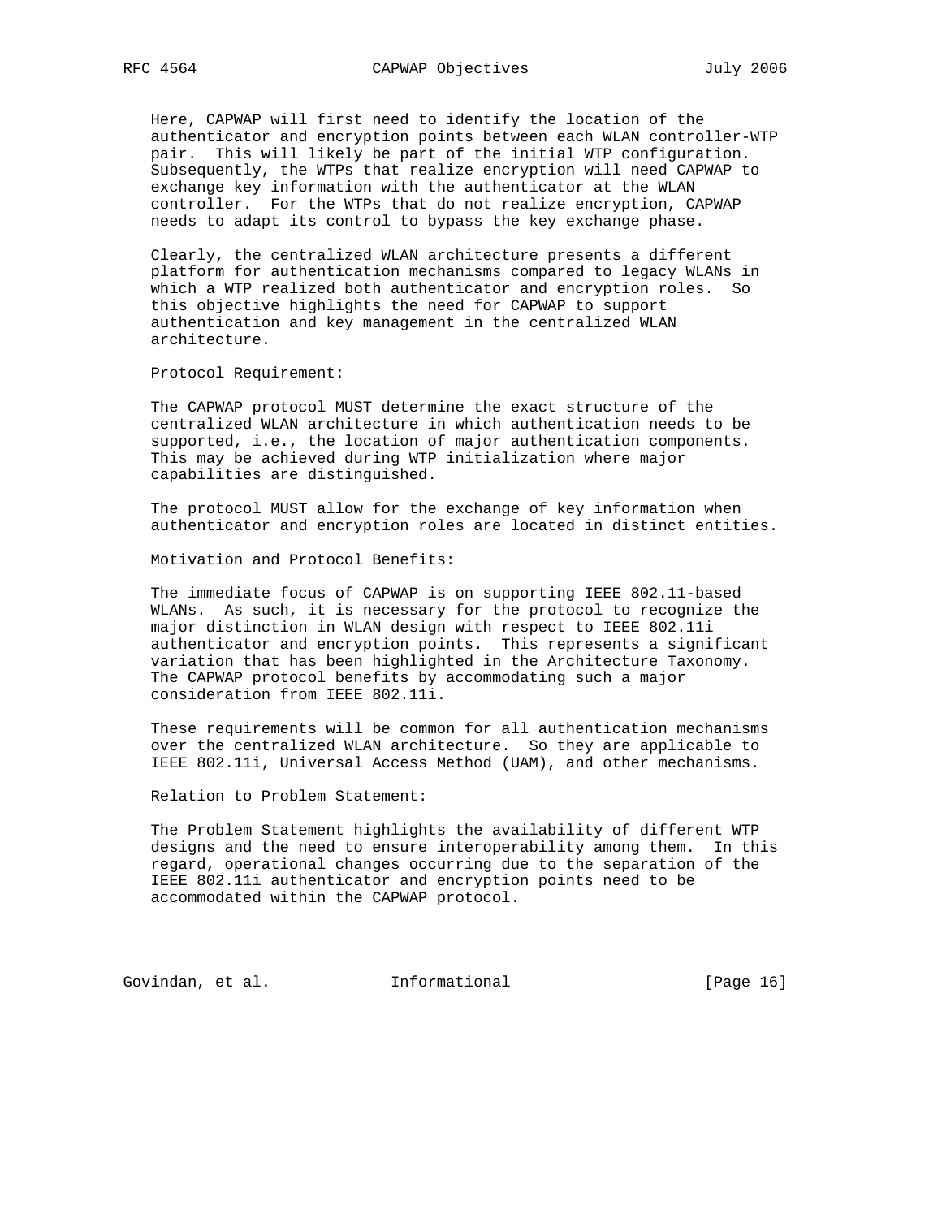Here, CAPWAP will first need to identify the location of the authenticator and encryption points between each WLAN controller-WTP pair. This will likely be part of the initial WTP configuration. Subsequently, the WTPs that realize encryption will need CAPWAP to exchange key information with the authenticator at the WLAN controller. For the WTPs that do not realize encryption, CAPWAP needs to adapt its control to bypass the key exchange phase.

Clearly, the centralized WLAN architecture presents a different platform for authentication mechanisms compared to legacy WLANs in which a WTP realized both authenticator and encryption roles. So this objective highlights the need for CAPWAP to support authentication and key management in the centralized WLAN architecture.

Protocol Requirement:

The CAPWAP protocol MUST determine the exact structure of the centralized WLAN architecture in which authentication needs to be supported, i.e., the location of major authentication components. This may be achieved during WTP initialization where major capabilities are distinguished.

The protocol MUST allow for the exchange of key information when authenticator and encryption roles are located in distinct entities.

Motivation and Protocol Benefits:

The immediate focus of CAPWAP is on supporting IEEE 802.11-based WLANs. As such, it is necessary for the protocol to recognize the major distinction in WLAN design with respect to IEEE 802.11i authenticator and encryption points. This represents a significant variation that has been highlighted in the Architecture Taxonomy. The CAPWAP protocol benefits by accommodating such a major consideration from IEEE 802.11i.

These requirements will be common for all authentication mechanisms over the centralized WLAN architecture. So they are applicable to IEEE 802.11i, Universal Access Method (UAM), and other mechanisms.

Relation to Problem Statement:

The Problem Statement highlights the availability of different WTP designs and the need to ensure interoperability among them. In this regard, operational changes occurring due to the separation of the IEEE 802.11i authenticator and encryption points need to be accommodated within the CAPWAP protocol.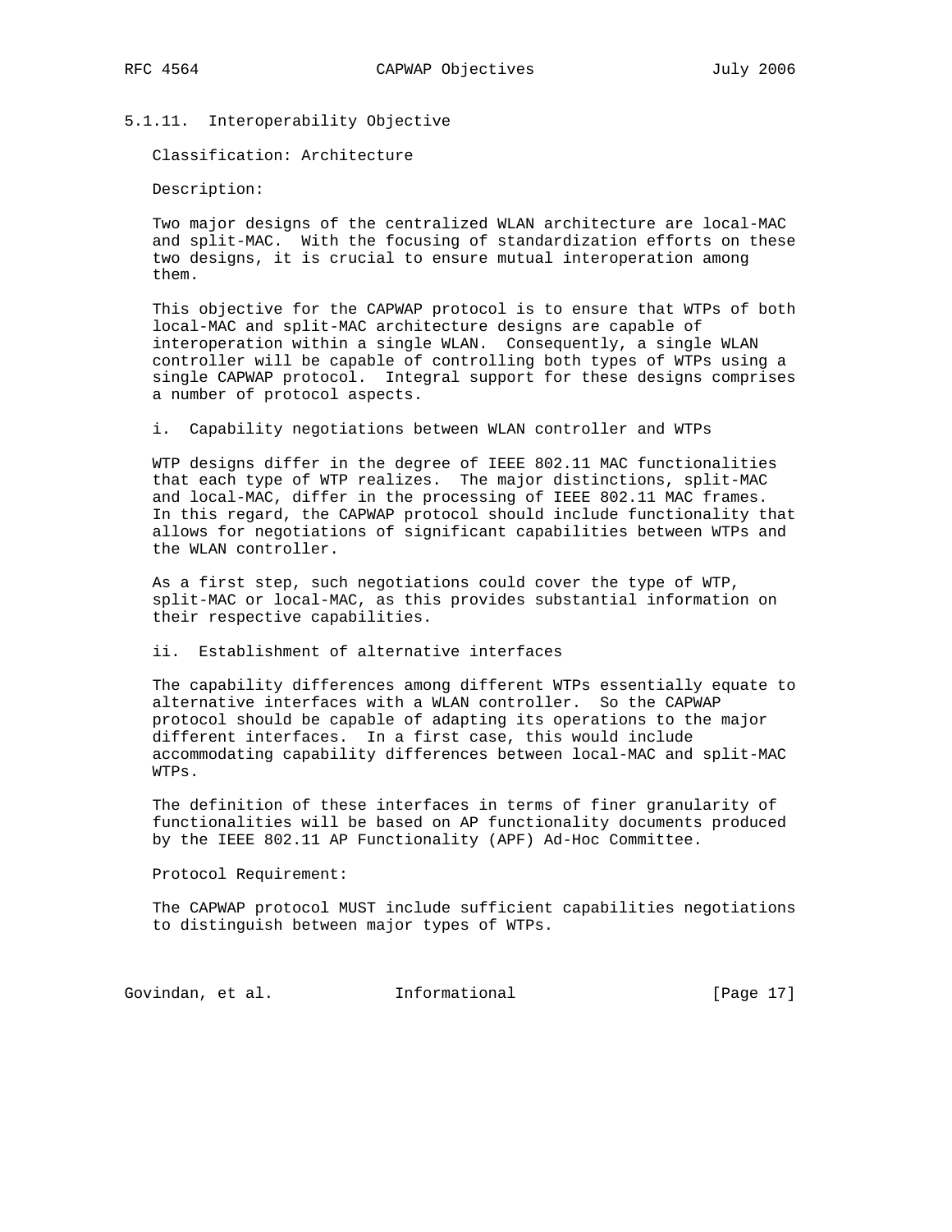#### 5.1.11. Interoperability Objective

Classification: Architecture

Description:

Two major designs of the centralized WLAN architecture are local-MAC and split-MAC. With the focusing of standardization efforts on these two designs, it is crucial to ensure mutual interoperation among them.

This objective for the CAPWAP protocol is to ensure that WTPs of both local-MAC and split-MAC architecture designs are capable of interoperation within a single WLAN. Consequently, a single WLAN controller will be capable of controlling both types of WTPs using a single CAPWAP protocol. Integral support for these designs comprises a number of protocol aspects.

i. Capability negotiations between WLAN controller and WTPs

WTP designs differ in the degree of IEEE 802.11 MAC functionalities that each type of WTP realizes. The major distinctions, split-MAC and local-MAC, differ in the processing of IEEE 802.11 MAC frames. In this regard, the CAPWAP protocol should include functionality that allows for negotiations of significant capabilities between WTPs and the WLAN controller.

As a first step, such negotiations could cover the type of WTP, split-MAC or local-MAC, as this provides substantial information on their respective capabilities.

ii. Establishment of alternative interfaces

The capability differences among different WTPs essentially equate to alternative interfaces with a WLAN controller. So the CAPWAP protocol should be capable of adapting its operations to the major different interfaces. In a first case, this would include accommodating capability differences between local-MAC and split-MAC WTPs.

The definition of these interfaces in terms of finer granularity of functionalities will be based on AP functionality documents produced by the IEEE 802.11 AP Functionality (APF) Ad-Hoc Committee.

Protocol Requirement:

The CAPWAP protocol MUST include sufficient capabilities negotiations to distinguish between major types of WTPs.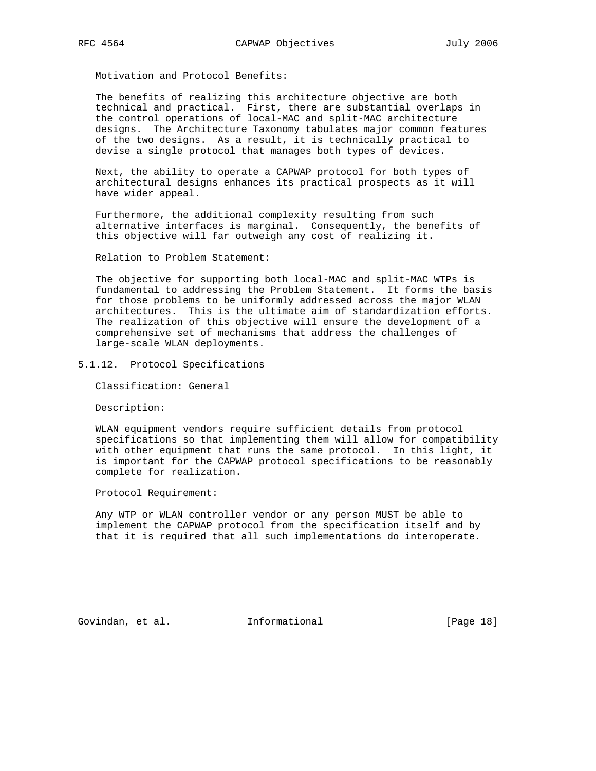Motivation and Protocol Benefits:

The benefits of realizing this architecture objective are both technical and practical. First, there are substantial overlaps in the control operations of local-MAC and split-MAC architecture designs. The Architecture Taxonomy tabulates major common features of the two designs. As a result, it is technically practical to devise a single protocol that manages both types of devices.

Next, the ability to operate a CAPWAP protocol for both types of architectural designs enhances its practical prospects as it will have wider appeal.

Furthermore, the additional complexity resulting from such alternative interfaces is marginal. Consequently, the benefits of this objective will far outweigh any cost of realizing it.

Relation to Problem Statement:

The objective for supporting both local-MAC and split-MAC WTPs is fundamental to addressing the Problem Statement. It forms the basis for those problems to be uniformly addressed across the major WLAN architectures. This is the ultimate aim of standardization efforts. The realization of this objective will ensure the development of a comprehensive set of mechanisms that address the challenges of large-scale WLAN deployments.

#### 5.1.12. Protocol Specifications

Classification: General

Description:

WLAN equipment vendors require sufficient details from protocol specifications so that implementing them will allow for compatibility with other equipment that runs the same protocol. In this light, it is important for the CAPWAP protocol specifications to be reasonably complete for realization.

Protocol Requirement:

Any WTP or WLAN controller vendor or any person MUST be able to implement the CAPWAP protocol from the specification itself and by that it is required that all such implementations do interoperate.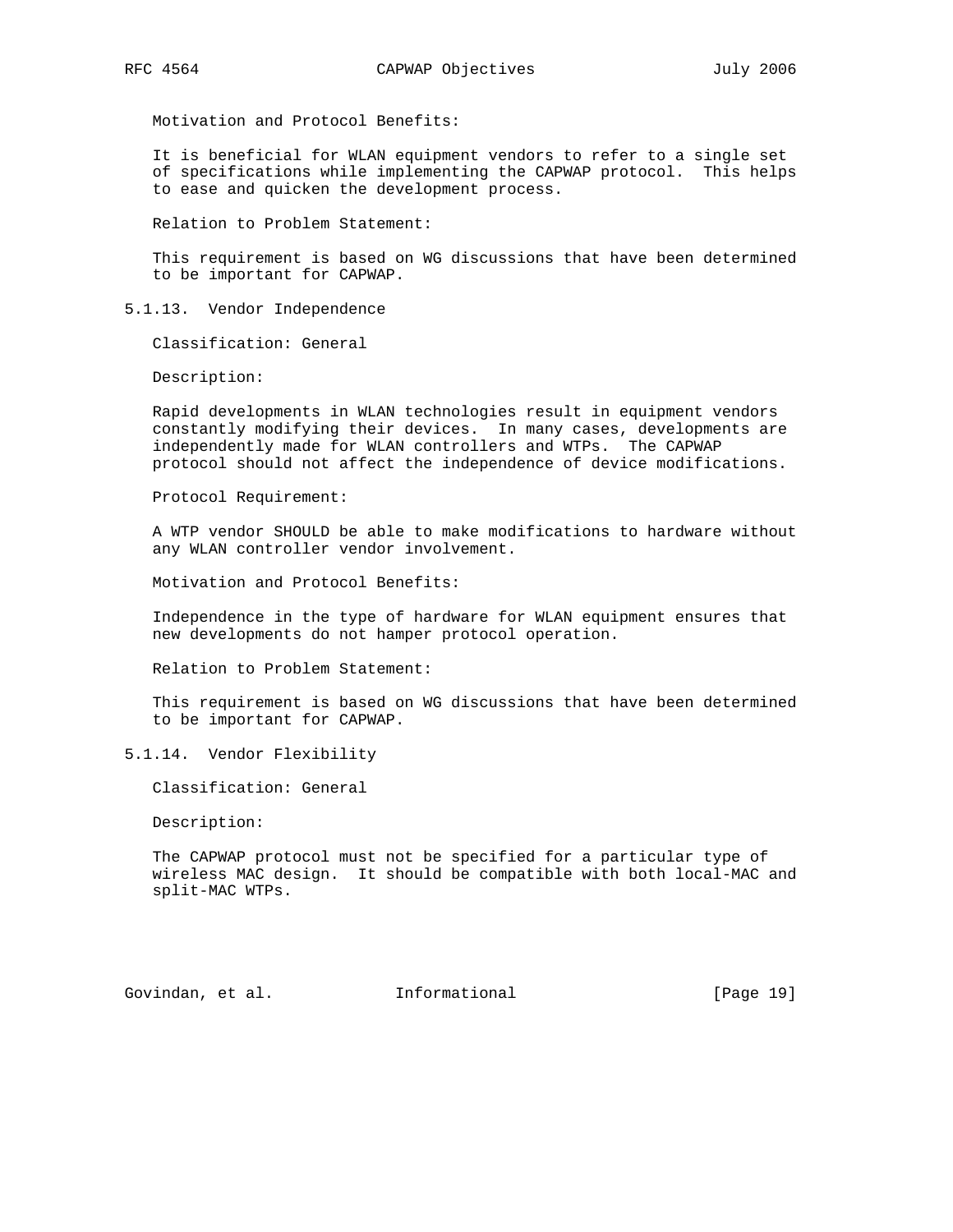Motivation and Protocol Benefits:

It is beneficial for WLAN equipment vendors to refer to a single set of specifications while implementing the CAPWAP protocol. This helps to ease and quicken the development process.

Relation to Problem Statement:

This requirement is based on WG discussions that have been determined to be important for CAPWAP.

### 5.1.13. Vendor Independence

Classification: General

Description:

Rapid developments in WLAN technologies result in equipment vendors constantly modifying their devices. In many cases, developments are independently made for WLAN controllers and WTPs. The CAPWAP protocol should not affect the independence of device modifications.

Protocol Requirement:

A WTP vendor SHOULD be able to make modifications to hardware without any WLAN controller vendor involvement.

Motivation and Protocol Benefits:

Independence in the type of hardware for WLAN equipment ensures that new developments do not hamper protocol operation.

Relation to Problem Statement:

This requirement is based on WG discussions that have been determined to be important for CAPWAP.

### 5.1.14. Vendor Flexibility

Classification: General

Description:

The CAPWAP protocol must not be specified for a particular type of wireless MAC design. It should be compatible with both local-MAC and split-MAC WTPs.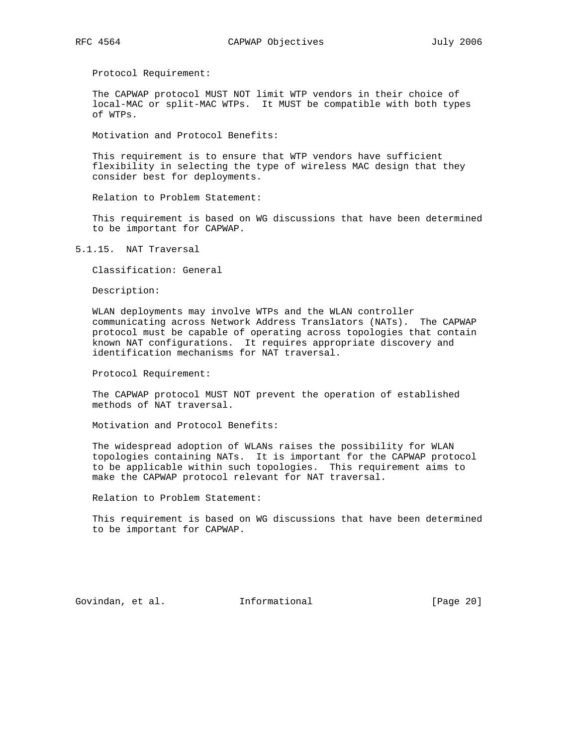Protocol Requirement:

The CAPWAP protocol MUST NOT limit WTP vendors in their choice of local-MAC or split-MAC WTPs. It MUST be compatible with both types of WTPs.

Motivation and Protocol Benefits:

This requirement is to ensure that WTP vendors have sufficient flexibility in selecting the type of wireless MAC design that they consider best for deployments.

Relation to Problem Statement:

This requirement is based on WG discussions that have been determined to be important for CAPWAP.

#### 5.1.15. NAT Traversal

Classification: General

Description:

WLAN deployments may involve WTPs and the WLAN controller communicating across Network Address Translators (NATs). The CAPWAP protocol must be capable of operating across topologies that contain known NAT configurations. It requires appropriate discovery and identification mechanisms for NAT traversal.

Protocol Requirement:

The CAPWAP protocol MUST NOT prevent the operation of established methods of NAT traversal.

Motivation and Protocol Benefits:

The widespread adoption of WLANs raises the possibility for WLAN topologies containing NATs. It is important for the CAPWAP protocol to be applicable within such topologies. This requirement aims to make the CAPWAP protocol relevant for NAT traversal.

Relation to Problem Statement:

This requirement is based on WG discussions that have been determined to be important for CAPWAP.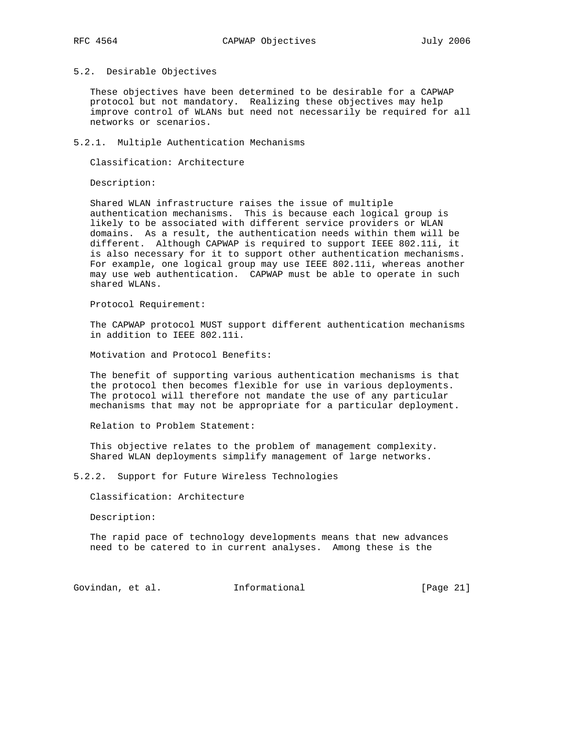### 5.2. Desirable Objectives

These objectives have been determined to be desirable for a CAPWAP protocol but not mandatory. Realizing these objectives may help improve control of WLANs but need not necessarily be required for all networks or scenarios.

#### 5.2.1. Multiple Authentication Mechanisms

Classification: Architecture

Description:

Shared WLAN infrastructure raises the issue of multiple authentication mechanisms. This is because each logical group is likely to be associated with different service providers or WLAN domains. As a result, the authentication needs within them will be different. Although CAPWAP is required to support IEEE 802.11i, it is also necessary for it to support other authentication mechanisms. For example, one logical group may use IEEE 802.11i, whereas another may use web authentication. CAPWAP must be able to operate in such shared WLANs.

Protocol Requirement:

The CAPWAP protocol MUST support different authentication mechanisms in addition to IEEE 802.11i.

Motivation and Protocol Benefits:

The benefit of supporting various authentication mechanisms is that the protocol then becomes flexible for use in various deployments. The protocol will therefore not mandate the use of any particular mechanisms that may not be appropriate for a particular deployment.

Relation to Problem Statement:

This objective relates to the problem of management complexity. Shared WLAN deployments simplify management of large networks.

#### 5.2.2. Support for Future Wireless Technologies

Classification: Architecture

Description:

The rapid pace of technology developments means that new advances need to be catered to in current analyses. Among these is the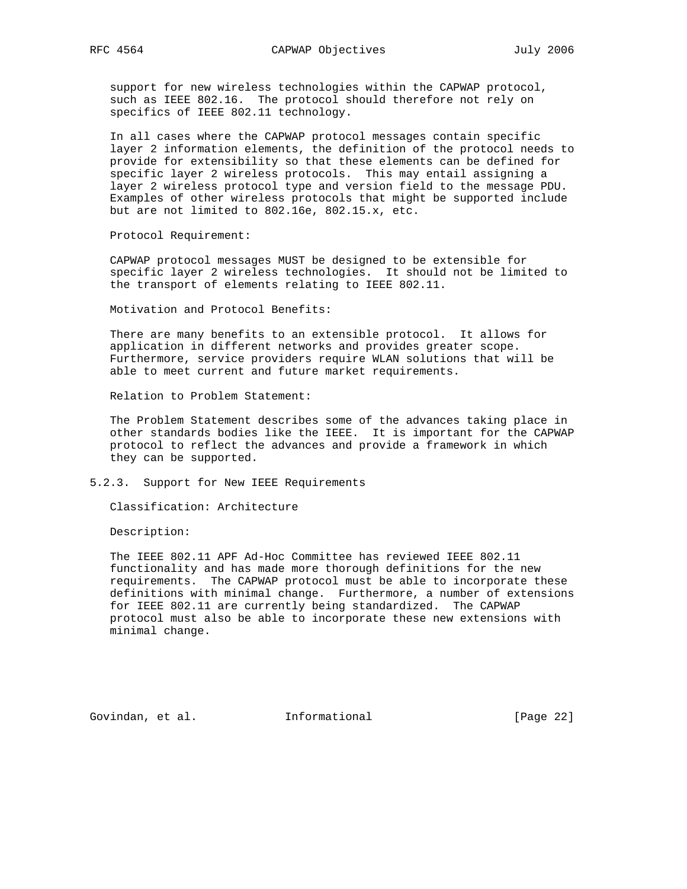support for new wireless technologies within the CAPWAP protocol, such as IEEE 802.16. The protocol should therefore not rely on specifics of IEEE 802.11 technology.

In all cases where the CAPWAP protocol messages contain specific layer 2 information elements, the definition of the protocol needs to provide for extensibility so that these elements can be defined for specific layer 2 wireless protocols. This may entail assigning a layer 2 wireless protocol type and version field to the message PDU. Examples of other wireless protocols that might be supported include but are not limited to 802.16e, 802.15.x, etc.

Protocol Requirement:

CAPWAP protocol messages MUST be designed to be extensible for specific layer 2 wireless technologies. It should not be limited to the transport of elements relating to IEEE 802.11.

Motivation and Protocol Benefits:

There are many benefits to an extensible protocol. It allows for application in different networks and provides greater scope. Furthermore, service providers require WLAN solutions that will be able to meet current and future market requirements.

Relation to Problem Statement:

The Problem Statement describes some of the advances taking place in other standards bodies like the IEEE. It is important for the CAPWAP protocol to reflect the advances and provide a framework in which they can be supported.

### 5.2.3. Support for New IEEE Requirements

Classification: Architecture

Description:

The IEEE 802.11 APF Ad-Hoc Committee has reviewed IEEE 802.11 functionality and has made more thorough definitions for the new requirements. The CAPWAP protocol must be able to incorporate these definitions with minimal change. Furthermore, a number of extensions for IEEE 802.11 are currently being standardized. The CAPWAP protocol must also be able to incorporate these new extensions with minimal change.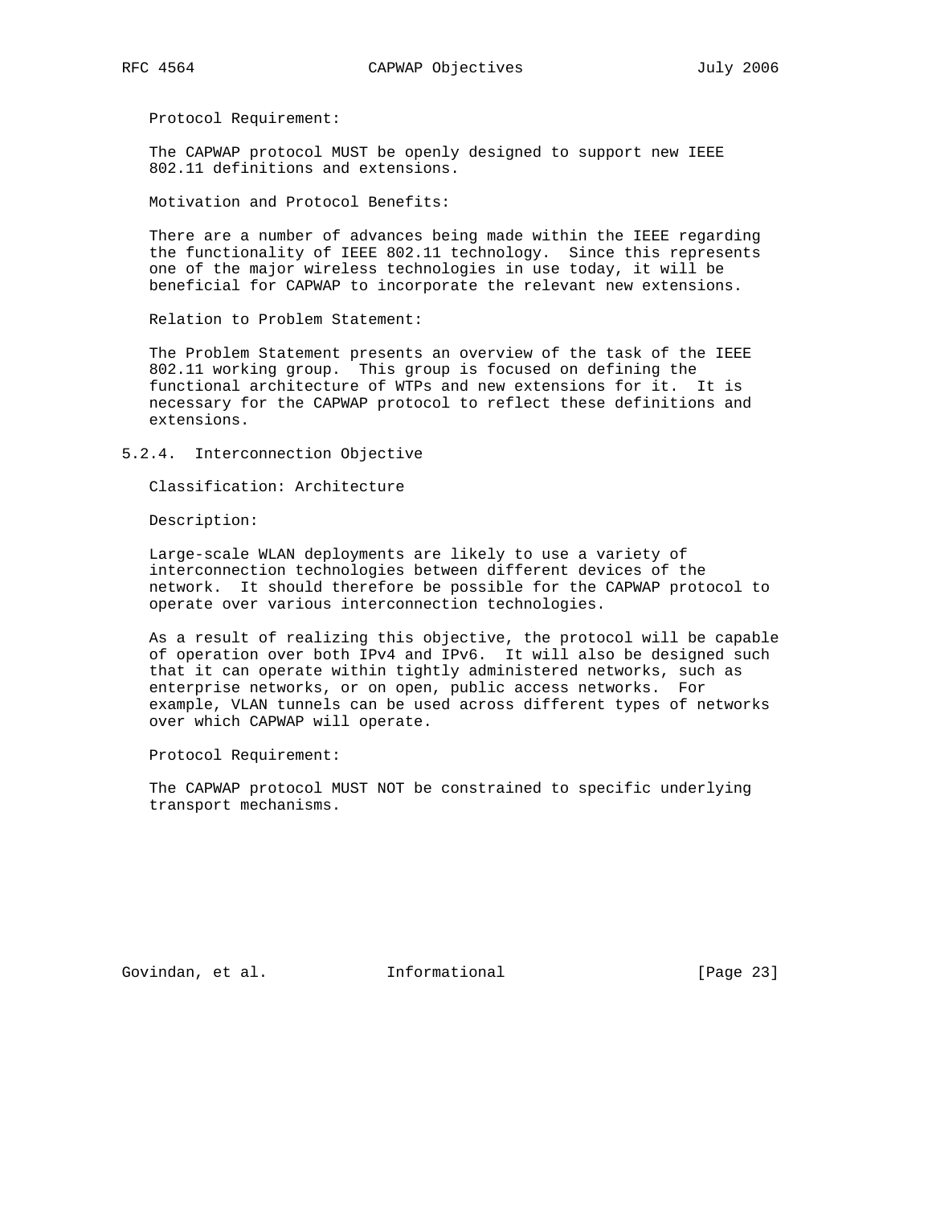Protocol Requirement:

The CAPWAP protocol MUST be openly designed to support new IEEE 802.11 definitions and extensions.

Motivation and Protocol Benefits:

There are a number of advances being made within the IEEE regarding the functionality of IEEE 802.11 technology. Since this represents one of the major wireless technologies in use today, it will be beneficial for CAPWAP to incorporate the relevant new extensions.

Relation to Problem Statement:

The Problem Statement presents an overview of the task of the IEEE 802.11 working group. This group is focused on defining the functional architecture of WTPs and new extensions for it. It is necessary for the CAPWAP protocol to reflect these definitions and extensions.

### 5.2.4. Interconnection Objective

Classification: Architecture

Description:

Large-scale WLAN deployments are likely to use a variety of interconnection technologies between different devices of the network. It should therefore be possible for the CAPWAP protocol to operate over various interconnection technologies.

As a result of realizing this objective, the protocol will be capable of operation over both IPv4 and IPv6. It will also be designed such that it can operate within tightly administered networks, such as enterprise networks, or on open, public access networks. For example, VLAN tunnels can be used across different types of networks over which CAPWAP will operate.

Protocol Requirement:

The CAPWAP protocol MUST NOT be constrained to specific underlying transport mechanisms.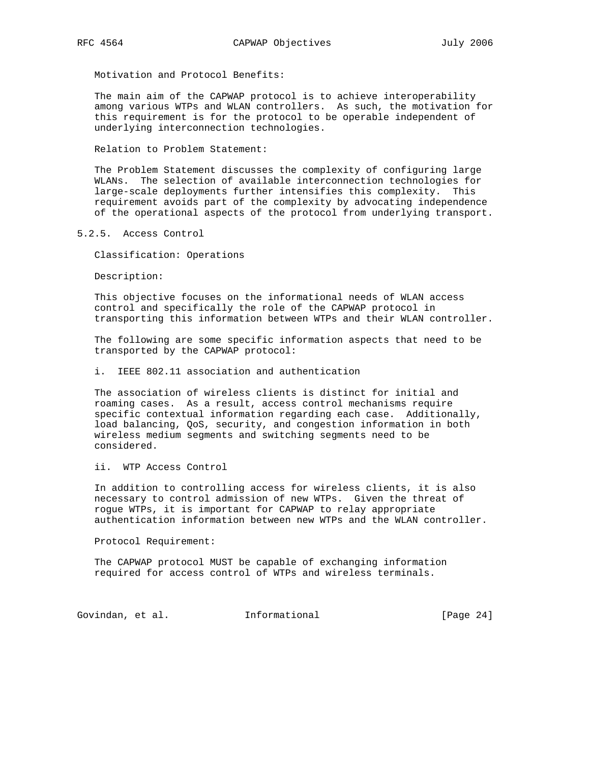Motivation and Protocol Benefits:

The main aim of the CAPWAP protocol is to achieve interoperability among various WTPs and WLAN controllers. As such, the motivation for this requirement is for the protocol to be operable independent of underlying interconnection technologies.

Relation to Problem Statement:

The Problem Statement discusses the complexity of configuring large WLANs. The selection of available interconnection technologies for large-scale deployments further intensifies this complexity. This requirement avoids part of the complexity by advocating independence of the operational aspects of the protocol from underlying transport.

#### 5.2.5. Access Control

Classification: Operations

Description:

This objective focuses on the informational needs of WLAN access control and specifically the role of the CAPWAP protocol in transporting this information between WTPs and their WLAN controller.

The following are some specific information aspects that need to be transported by the CAPWAP protocol:

i. IEEE 802.11 association and authentication

The association of wireless clients is distinct for initial and roaming cases. As a result, access control mechanisms require specific contextual information regarding each case. Additionally, load balancing, QoS, security, and congestion information in both wireless medium segments and switching segments need to be considered.

ii. WTP Access Control

In addition to controlling access for wireless clients, it is also necessary to control admission of new WTPs. Given the threat of rogue WTPs, it is important for CAPWAP to relay appropriate authentication information between new WTPs and the WLAN controller.

Protocol Requirement:

The CAPWAP protocol MUST be capable of exchanging information required for access control of WTPs and wireless terminals.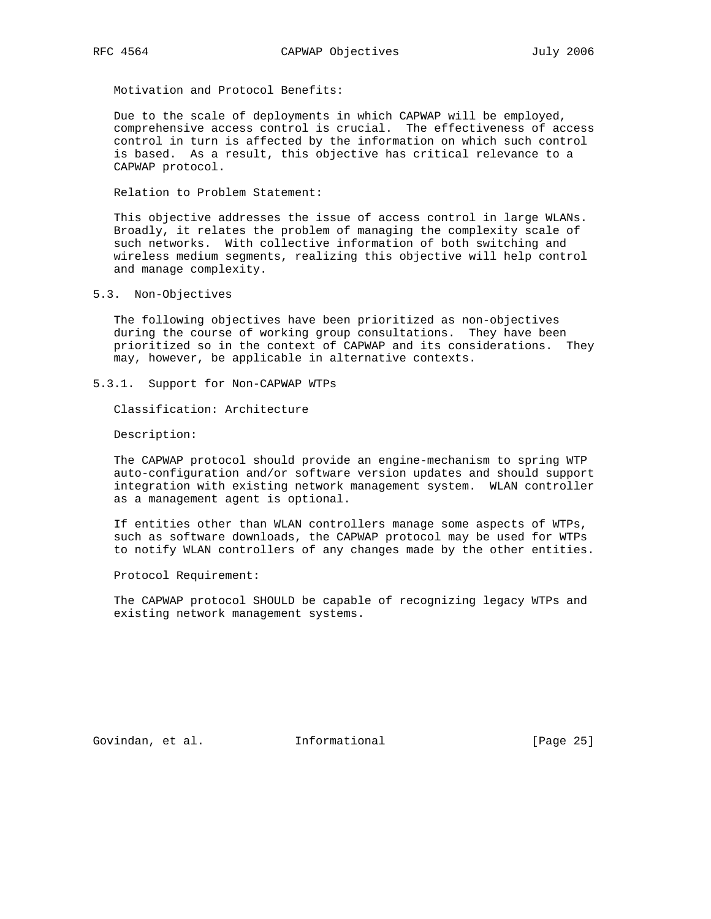Motivation and Protocol Benefits:

Due to the scale of deployments in which CAPWAP will be employed, comprehensive access control is crucial. The effectiveness of access control in turn is affected by the information on which such control is based. As a result, this objective has critical relevance to a CAPWAP protocol.

Relation to Problem Statement:

This objective addresses the issue of access control in large WLANs. Broadly, it relates the problem of managing the complexity scale of such networks. With collective information of both switching and wireless medium segments, realizing this objective will help control and manage complexity.

### 5.3. Non-Objectives

The following objectives have been prioritized as non-objectives during the course of working group consultations. They have been prioritized so in the context of CAPWAP and its considerations. They may, however, be applicable in alternative contexts.

#### 5.3.1. Support for Non-CAPWAP WTPs

Classification: Architecture

Description:

The CAPWAP protocol should provide an engine-mechanism to spring WTP auto-configuration and/or software version updates and should support integration with existing network management system. WLAN controller as a management agent is optional.

If entities other than WLAN controllers manage some aspects of WTPs, such as software downloads, the CAPWAP protocol may be used for WTPs to notify WLAN controllers of any changes made by the other entities.

Protocol Requirement:

The CAPWAP protocol SHOULD be capable of recognizing legacy WTPs and existing network management systems.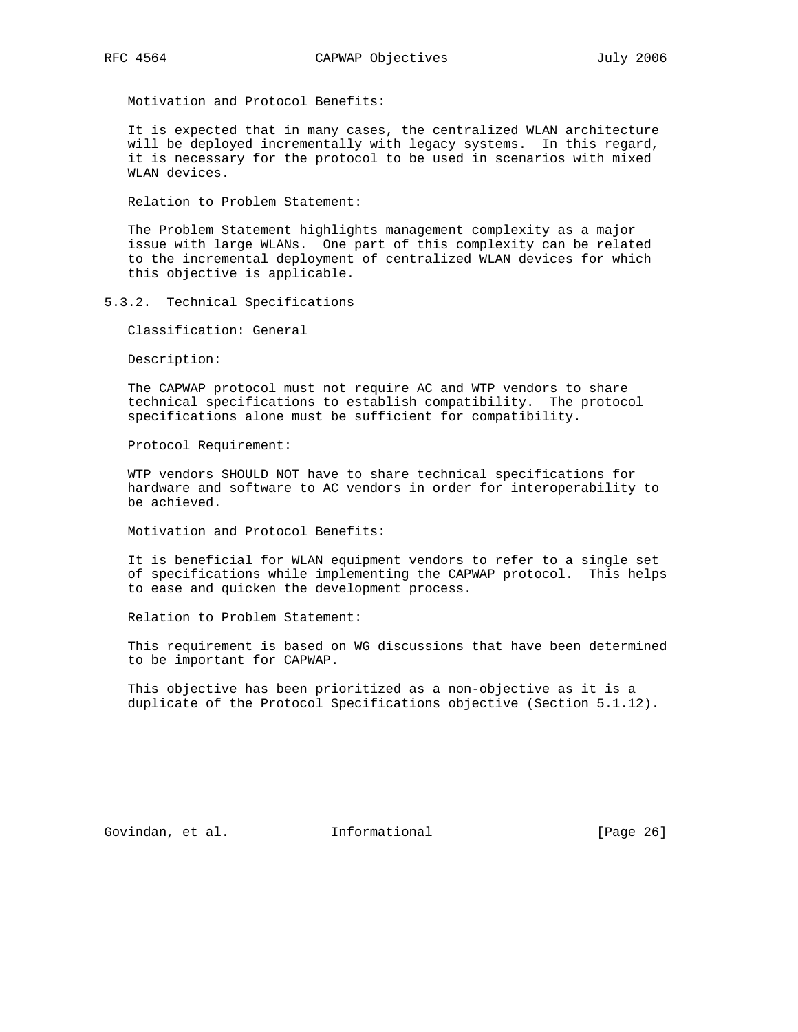Motivation and Protocol Benefits:

It is expected that in many cases, the centralized WLAN architecture will be deployed incrementally with legacy systems. In this regard, it is necessary for the protocol to be used in scenarios with mixed WLAN devices.

Relation to Problem Statement:

The Problem Statement highlights management complexity as a major issue with large WLANs. One part of this complexity can be related to the incremental deployment of centralized WLAN devices for which this objective is applicable.

### 5.3.2. Technical Specifications

Classification: General

Description:

The CAPWAP protocol must not require AC and WTP vendors to share technical specifications to establish compatibility. The protocol specifications alone must be sufficient for compatibility.

Protocol Requirement:

WTP vendors SHOULD NOT have to share technical specifications for hardware and software to AC vendors in order for interoperability to be achieved.

Motivation and Protocol Benefits:

It is beneficial for WLAN equipment vendors to refer to a single set of specifications while implementing the CAPWAP protocol. This helps to ease and quicken the development process.

Relation to Problem Statement:

This requirement is based on WG discussions that have been determined to be important for CAPWAP.

This objective has been prioritized as a non-objective as it is a duplicate of the Protocol Specifications objective (Section 5.1.12).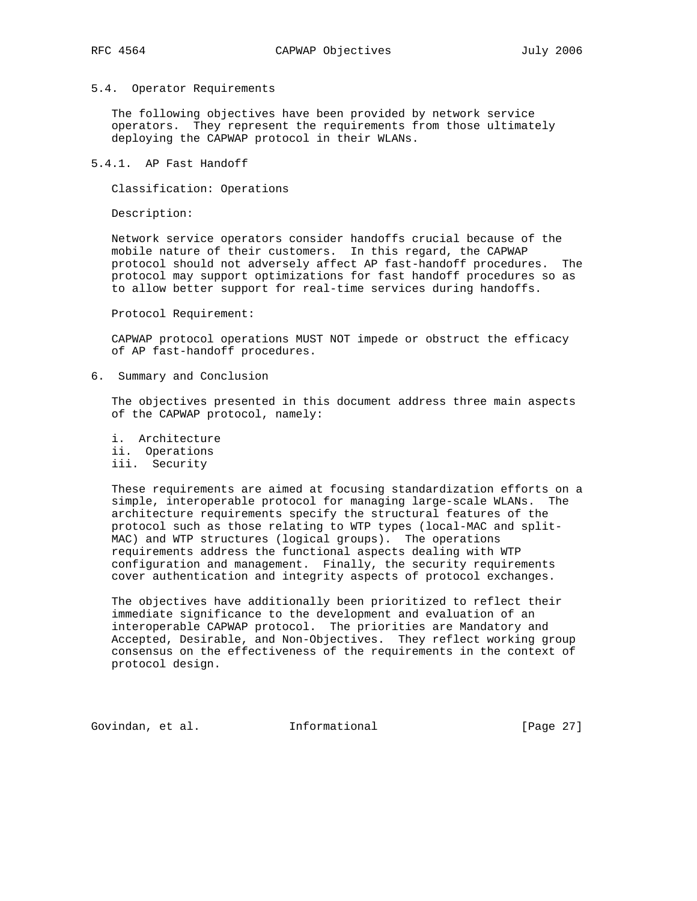### 5.4. Operator Requirements

The following objectives have been provided by network service operators. They represent the requirements from those ultimately deploying the CAPWAP protocol in their WLANs.

#### 5.4.1. AP Fast Handoff

Classification: Operations

Description:

Network service operators consider handoffs crucial because of the mobile nature of their customers. In this regard, the CAPWAP protocol should not adversely affect AP fast-handoff procedures. The protocol may support optimizations for fast handoff procedures so as to allow better support for real-time services during handoffs.

Protocol Requirement:

CAPWAP protocol operations MUST NOT impede or obstruct the efficacy of AP fast-handoff procedures.

## 6. Summary and Conclusion

The objectives presented in this document address three main aspects of the CAPWAP protocol, namely:

i. Architecture
ii. Operations
iii. Security

These requirements are aimed at focusing standardization efforts on a simple, interoperable protocol for managing large-scale WLANs. The architecture requirements specify the structural features of the protocol such as those relating to WTP types (local-MAC and split-MAC) and WTP structures (logical groups). The operations requirements address the functional aspects dealing with WTP configuration and management. Finally, the security requirements cover authentication and integrity aspects of protocol exchanges.

The objectives have additionally been prioritized to reflect their immediate significance to the development and evaluation of an interoperable CAPWAP protocol. The priorities are Mandatory and Accepted, Desirable, and Non-Objectives. They reflect working group consensus on the effectiveness of the requirements in the context of protocol design.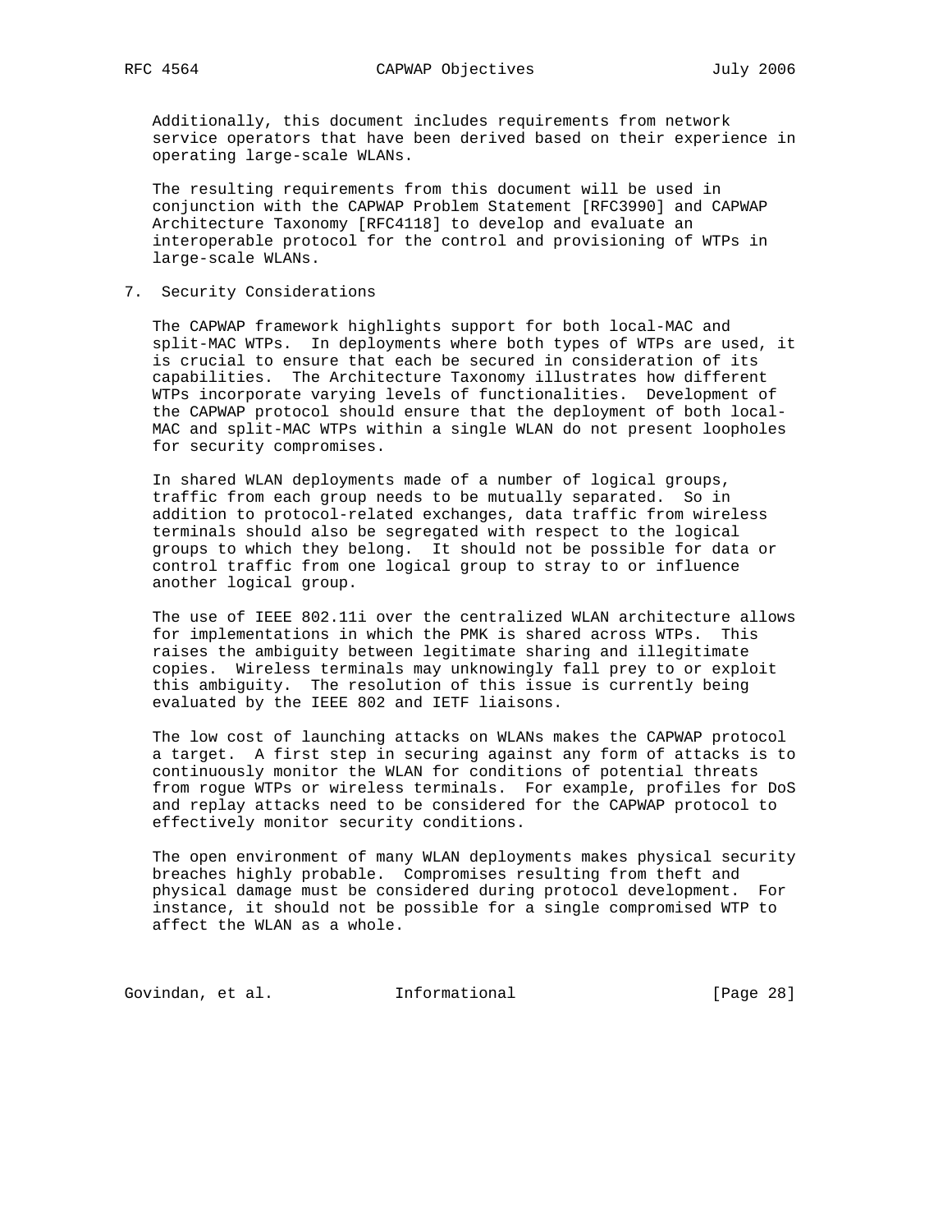Additionally, this document includes requirements from network service operators that have been derived based on their experience in operating large-scale WLANs.

The resulting requirements from this document will be used in conjunction with the CAPWAP Problem Statement [RFC3990] and CAPWAP Architecture Taxonomy [RFC4118] to develop and evaluate an interoperable protocol for the control and provisioning of WTPs in large-scale WLANs.

## 7. Security Considerations

The CAPWAP framework highlights support for both local-MAC and split-MAC WTPs. In deployments where both types of WTPs are used, it is crucial to ensure that each be secured in consideration of its capabilities. The Architecture Taxonomy illustrates how different WTPs incorporate varying levels of functionalities. Development of the CAPWAP protocol should ensure that the deployment of both local-MAC and split-MAC WTPs within a single WLAN do not present loopholes for security compromises.

In shared WLAN deployments made of a number of logical groups, traffic from each group needs to be mutually separated. So in addition to protocol-related exchanges, data traffic from wireless terminals should also be segregated with respect to the logical groups to which they belong. It should not be possible for data or control traffic from one logical group to stray to or influence another logical group.

The use of IEEE 802.11i over the centralized WLAN architecture allows for implementations in which the PMK is shared across WTPs. This raises the ambiguity between legitimate sharing and illegitimate copies. Wireless terminals may unknowingly fall prey to or exploit this ambiguity. The resolution of this issue is currently being evaluated by the IEEE 802 and IETF liaisons.

The low cost of launching attacks on WLANs makes the CAPWAP protocol a target. A first step in securing against any form of attacks is to continuously monitor the WLAN for conditions of potential threats from rogue WTPs or wireless terminals. For example, profiles for DoS and replay attacks need to be considered for the CAPWAP protocol to effectively monitor security conditions.

The open environment of many WLAN deployments makes physical security breaches highly probable. Compromises resulting from theft and physical damage must be considered during protocol development. For instance, it should not be possible for a single compromised WTP to affect the WLAN as a whole.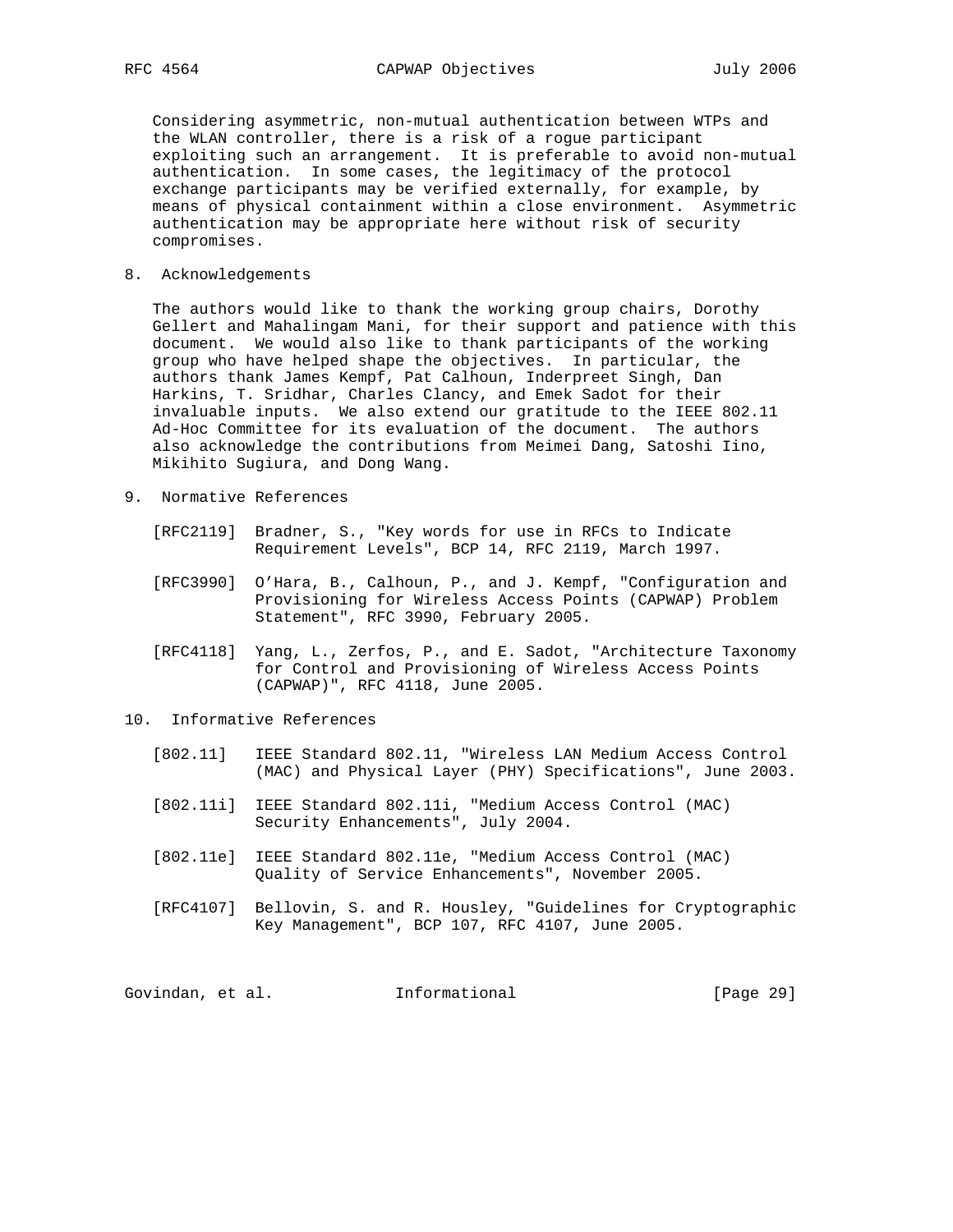Considering asymmetric, non-mutual authentication between WTPs and the WLAN controller, there is a risk of a rogue participant exploiting such an arrangement. It is preferable to avoid non-mutual authentication. In some cases, the legitimacy of the protocol exchange participants may be verified externally, for example, by means of physical containment within a close environment. Asymmetric authentication may be appropriate here without risk of security compromises.

## 8. Acknowledgements

The authors would like to thank the working group chairs, Dorothy Gellert and Mahalingam Mani, for their support and patience with this document. We would also like to thank participants of the working group who have helped shape the objectives. In particular, the authors thank James Kempf, Pat Calhoun, Inderpreet Singh, Dan Harkins, T. Sridhar, Charles Clancy, and Emek Sadot for their invaluable inputs. We also extend our gratitude to the IEEE 802.11 Ad-Hoc Committee for its evaluation of the document. The authors also acknowledge the contributions from Meimei Dang, Satoshi Iino, Mikihito Sugiura, and Dong Wang.

## 9. Normative References

[RFC2119] Bradner, S., "Key words for use in RFCs to Indicate Requirement Levels", BCP 14, RFC 2119, March 1997.

[RFC3990] O'Hara, B., Calhoun, P., and J. Kempf, "Configuration and Provisioning for Wireless Access Points (CAPWAP) Problem Statement", RFC 3990, February 2005.

[RFC4118] Yang, L., Zerfos, P., and E. Sadot, "Architecture Taxonomy for Control and Provisioning of Wireless Access Points (CAPWAP)", RFC 4118, June 2005.

## 10. Informative References

[802.11] IEEE Standard 802.11, "Wireless LAN Medium Access Control (MAC) and Physical Layer (PHY) Specifications", June 2003.

[802.11i] IEEE Standard 802.11i, "Medium Access Control (MAC) Security Enhancements", July 2004.

[802.11e] IEEE Standard 802.11e, "Medium Access Control (MAC) Quality of Service Enhancements", November 2005.

[RFC4107] Bellovin, S. and R. Housley, "Guidelines for Cryptographic Key Management", BCP 107, RFC 4107, June 2005.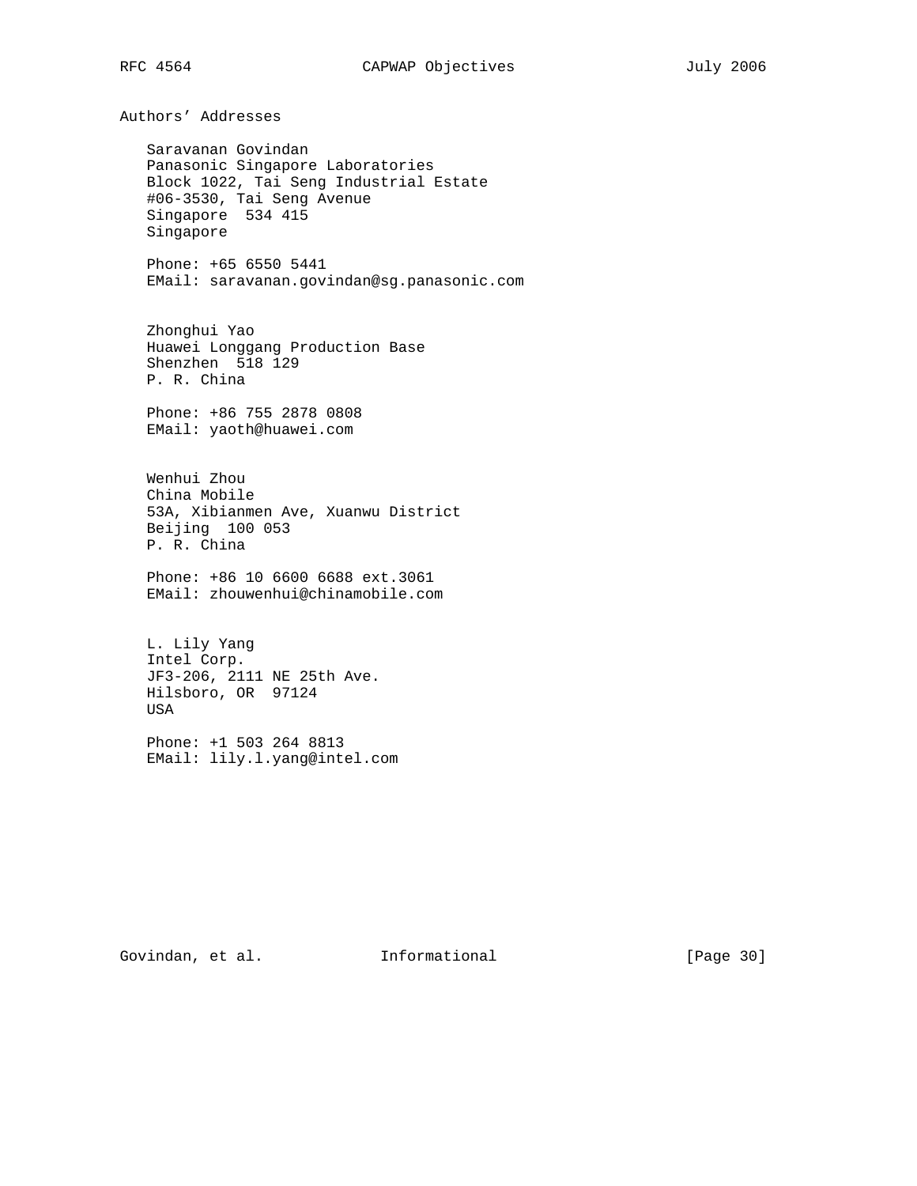## Authors' Addresses

Saravanan Govindan
Panasonic Singapore Laboratories
Block 1022, Tai Seng Industrial Estate
#06-3530, Tai Seng Avenue
Singapore  534 415
Singapore

Phone: +65 6550 5441
EMail: saravanan.govindan@sg.panasonic.com

Zhonghui Yao
Huawei Longgang Production Base
Shenzhen  518 129
P. R. China

Phone: +86 755 2878 0808
EMail: yaoth@huawei.com

Wenhui Zhou
China Mobile
53A, Xibianmen Ave, Xuanwu District
Beijing  100 053
P. R. China

Phone: +86 10 6600 6688 ext.3061
EMail: zhouwenhui@chinamobile.com

L. Lily Yang
Intel Corp.
JF3-206, 2111 NE 25th Ave.
Hilsboro, OR  97124
USA

Phone: +1 503 264 8813
EMail: lily.l.yang@intel.com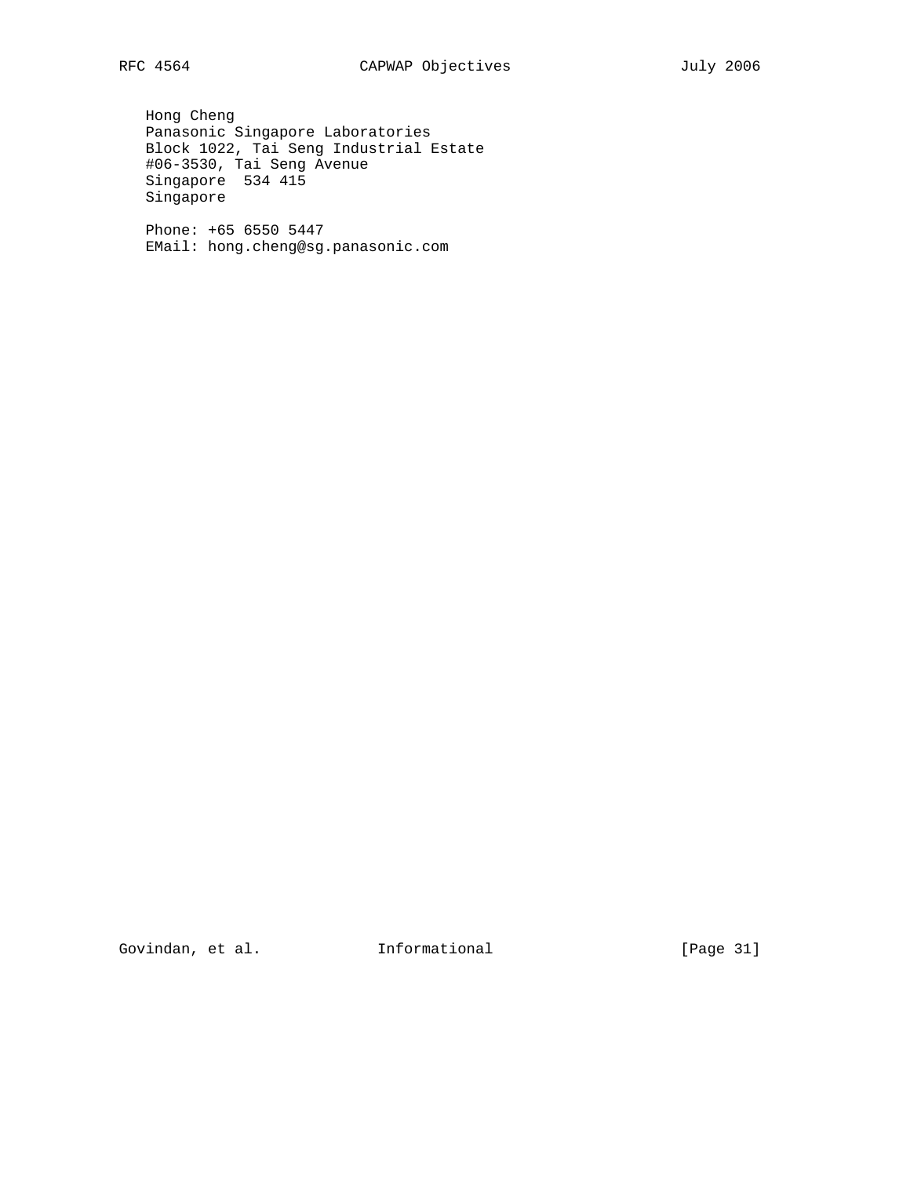Hong Cheng
Panasonic Singapore Laboratories
Block 1022, Tai Seng Industrial Estate
#06-3530, Tai Seng Avenue
Singapore  534 415
Singapore

Phone: +65 6550 5447
EMail: hong.cheng@sg.panasonic.com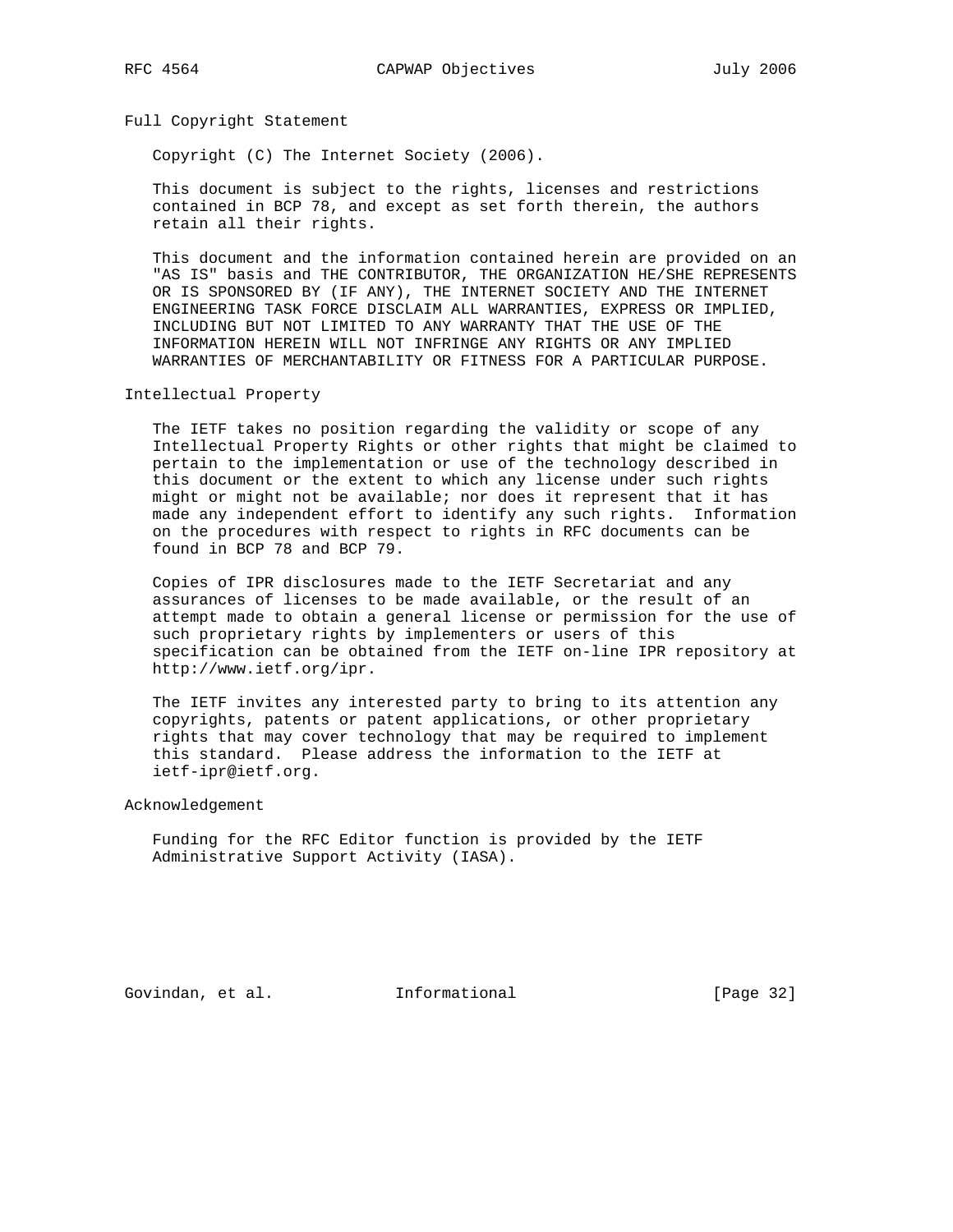## Full Copyright Statement

Copyright (C) The Internet Society (2006).

This document is subject to the rights, licenses and restrictions contained in BCP 78, and except as set forth therein, the authors retain all their rights.

This document and the information contained herein are provided on an "AS IS" basis and THE CONTRIBUTOR, THE ORGANIZATION HE/SHE REPRESENTS OR IS SPONSORED BY (IF ANY), THE INTERNET SOCIETY AND THE INTERNET ENGINEERING TASK FORCE DISCLAIM ALL WARRANTIES, EXPRESS OR IMPLIED, INCLUDING BUT NOT LIMITED TO ANY WARRANTY THAT THE USE OF THE INFORMATION HEREIN WILL NOT INFRINGE ANY RIGHTS OR ANY IMPLIED WARRANTIES OF MERCHANTABILITY OR FITNESS FOR A PARTICULAR PURPOSE.

## Intellectual Property

The IETF takes no position regarding the validity or scope of any Intellectual Property Rights or other rights that might be claimed to pertain to the implementation or use of the technology described in this document or the extent to which any license under such rights might or might not be available; nor does it represent that it has made any independent effort to identify any such rights. Information on the procedures with respect to rights in RFC documents can be found in BCP 78 and BCP 79.

Copies of IPR disclosures made to the IETF Secretariat and any assurances of licenses to be made available, or the result of an attempt made to obtain a general license or permission for the use of such proprietary rights by implementers or users of this specification can be obtained from the IETF on-line IPR repository at http://www.ietf.org/ipr.

The IETF invites any interested party to bring to its attention any copyrights, patents or patent applications, or other proprietary rights that may cover technology that may be required to implement this standard. Please address the information to the IETF at ietf-ipr@ietf.org.

## Acknowledgement

Funding for the RFC Editor function is provided by the IETF Administrative Support Activity (IASA).